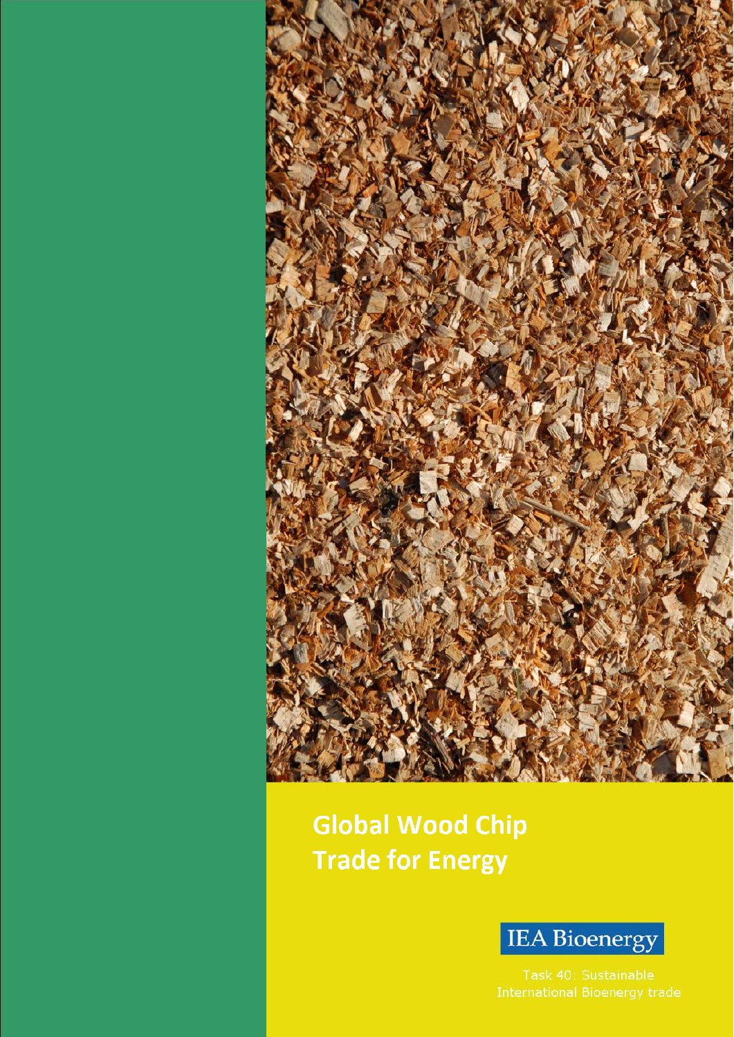# Global Wood Chip Trade for Energy

IEA Bioenergy

Task 40: Sustainable International Bioenergy trade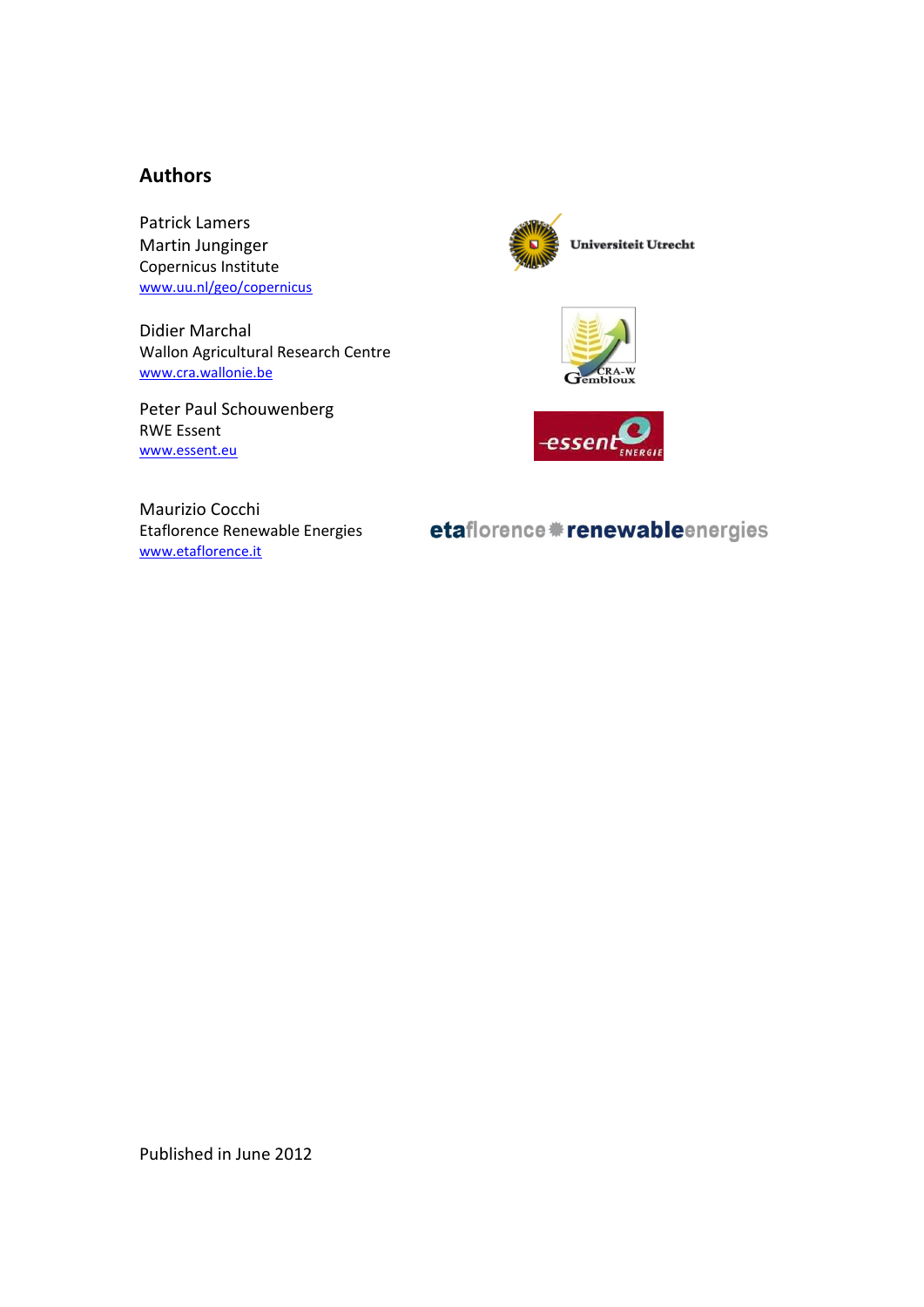## Authors

Patrick Lamers
Martin Junginger
Copernicus Institute
www.uu.nl/geo/copernicus

Didier Marchal
Wallon Agricultural Research Centre
www.cra.wallonie.be

Peter Paul Schouwenberg
RWE Essent
www.essent.eu

Maurizio Cocchi
Etaflorence Renewable Energies
www.etaflorence.it

Published in June 2012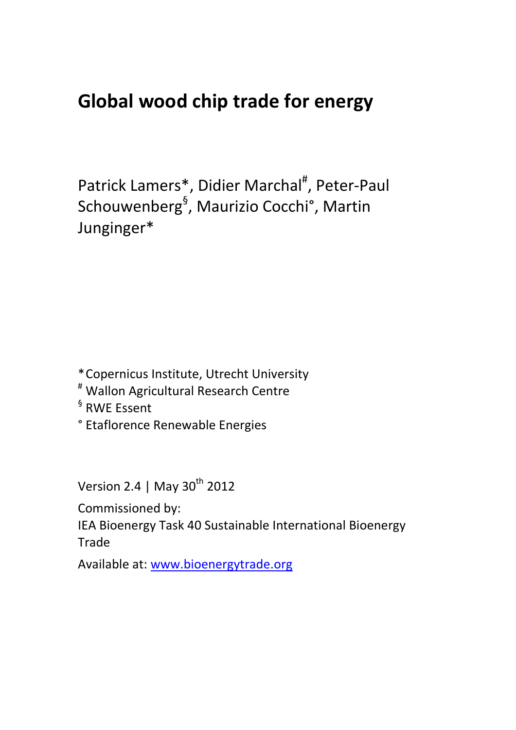# Global wood chip trade for energy

Patrick Lamers*, Didier Marchal[#], Peter-Paul Schouwenberg[§], Maurizio Cocchi°, Martin Junginger*

*Copernicus Institute, Utrecht University

[#] Wallon Agricultural Research Centre

[§] RWE Essent

° Etaflorence Renewable Energies

Version 2.4 | May 30[th] 2012

Commissioned by:

IEA Bioenergy Task 40 Sustainable International Bioenergy Trade

Available at: [www.bioenergytrade.org](http://www.bioenergytrade.org)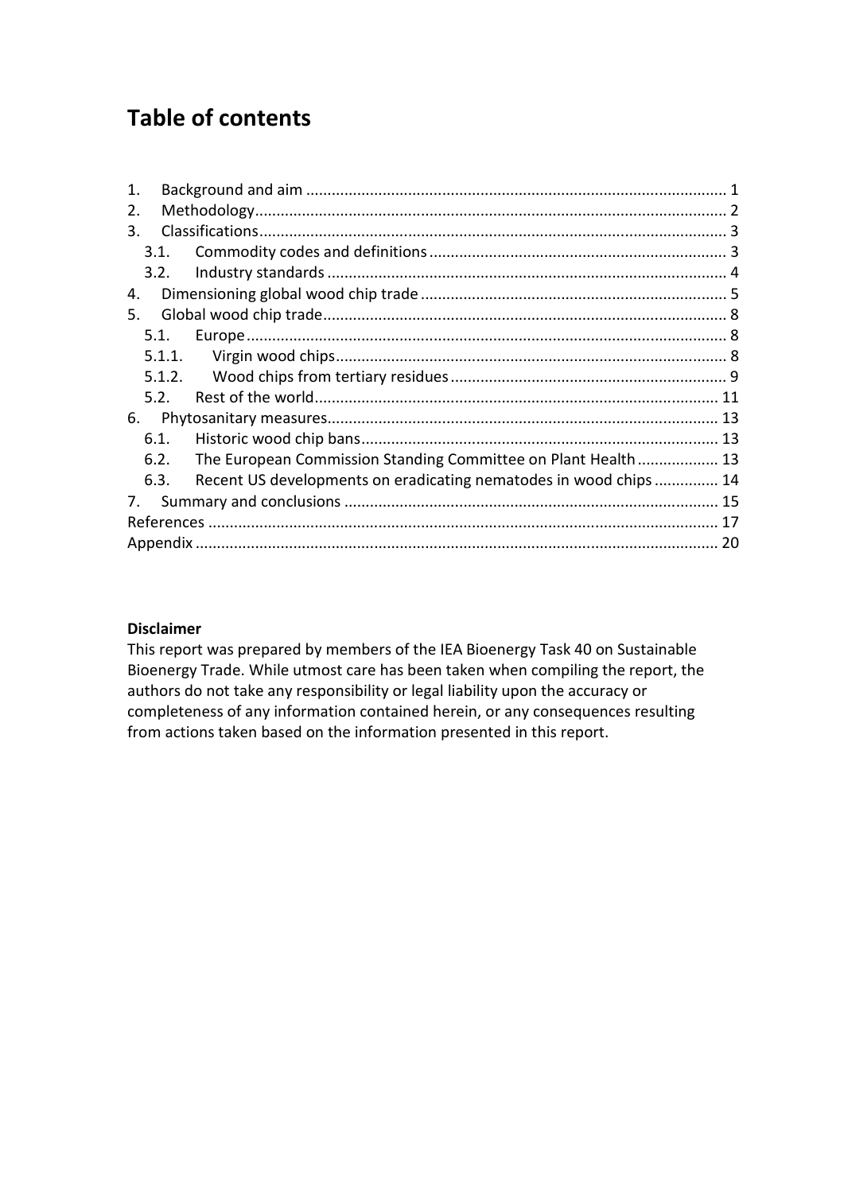# Table of contents

1. Background and aim ... 1
2. Methodology ... 2
3. Classifications ... 3
   - 3.1. Commodity codes and definitions ... 3
   - 3.2. Industry standards ... 4
4. Dimensioning global wood chip trade ... 5
5. Global wood chip trade ... 8
   - 5.1. Europe ... 8
     - 5.1.1. Virgin wood chips ... 8
     - 5.1.2. Wood chips from tertiary residues ... 9
   - 5.2. Rest of the world ... 11
6. Phytosanitary measures ... 13
   - 6.1. Historic wood chip bans ... 13
   - 6.2. The European Commission Standing Committee on Plant Health ... 13
   - 6.3. Recent US developments on eradicating nematodes in wood chips ... 14
7. Summary and conclusions ... 15

References ... 17

Appendix ... 20

**Disclaimer**

This report was prepared by members of the IEA Bioenergy Task 40 on Sustainable Bioenergy Trade. While utmost care has been taken when compiling the report, the authors do not take any responsibility or legal liability upon the accuracy or completeness of any information contained herein, or any consequences resulting from actions taken based on the information presented in this report.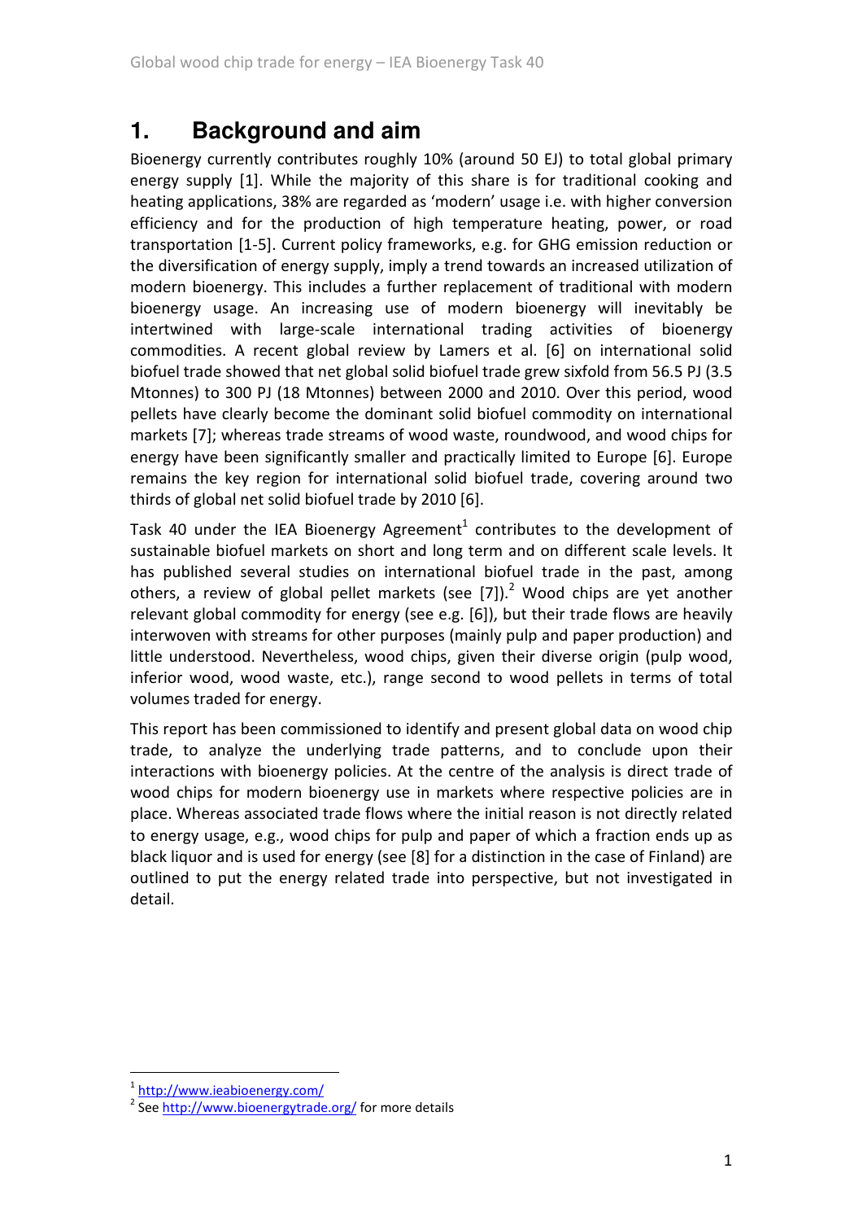# 1. Background and aim

Bioenergy currently contributes roughly 10% (around 50 EJ) to total global primary energy supply [1]. While the majority of this share is for traditional cooking and heating applications, 38% are regarded as 'modern' usage i.e. with higher conversion efficiency and for the production of high temperature heating, power, or road transportation [1-5]. Current policy frameworks, e.g. for GHG emission reduction or the diversification of energy supply, imply a trend towards an increased utilization of modern bioenergy. This includes a further replacement of traditional with modern bioenergy usage. An increasing use of modern bioenergy will inevitably be intertwined with large-scale international trading activities of bioenergy commodities. A recent global review by Lamers et al. [6] on international solid biofuel trade showed that net global solid biofuel trade grew sixfold from 56.5 PJ (3.5 Mtonnes) to 300 PJ (18 Mtonnes) between 2000 and 2010. Over this period, wood pellets have clearly become the dominant solid biofuel commodity on international markets [7]; whereas trade streams of wood waste, roundwood, and wood chips for energy have been significantly smaller and practically limited to Europe [6]. Europe remains the key region for international solid biofuel trade, covering around two thirds of global net solid biofuel trade by 2010 [6].

Task 40 under the IEA Bioenergy Agreement[1] contributes to the development of sustainable biofuel markets on short and long term and on different scale levels. It has published several studies on international biofuel trade in the past, among others, a review of global pellet markets (see [7]).[2] Wood chips are yet another relevant global commodity for energy (see e.g. [6]), but their trade flows are heavily interwoven with streams for other purposes (mainly pulp and paper production) and little understood. Nevertheless, wood chips, given their diverse origin (pulp wood, inferior wood, wood waste, etc.), range second to wood pellets in terms of total volumes traded for energy.

This report has been commissioned to identify and present global data on wood chip trade, to analyze the underlying trade patterns, and to conclude upon their interactions with bioenergy policies. At the centre of the analysis is direct trade of wood chips for modern bioenergy use in markets where respective policies are in place. Whereas associated trade flows where the initial reason is not directly related to energy usage, e.g., wood chips for pulp and paper of which a fraction ends up as black liquor and is used for energy (see [8] for a distinction in the case of Finland) are outlined to put the energy related trade into perspective, but not investigated in detail.

---

[1] http://www.ieabioenergy.com/

[2] See http://www.bioenergytrade.org/ for more details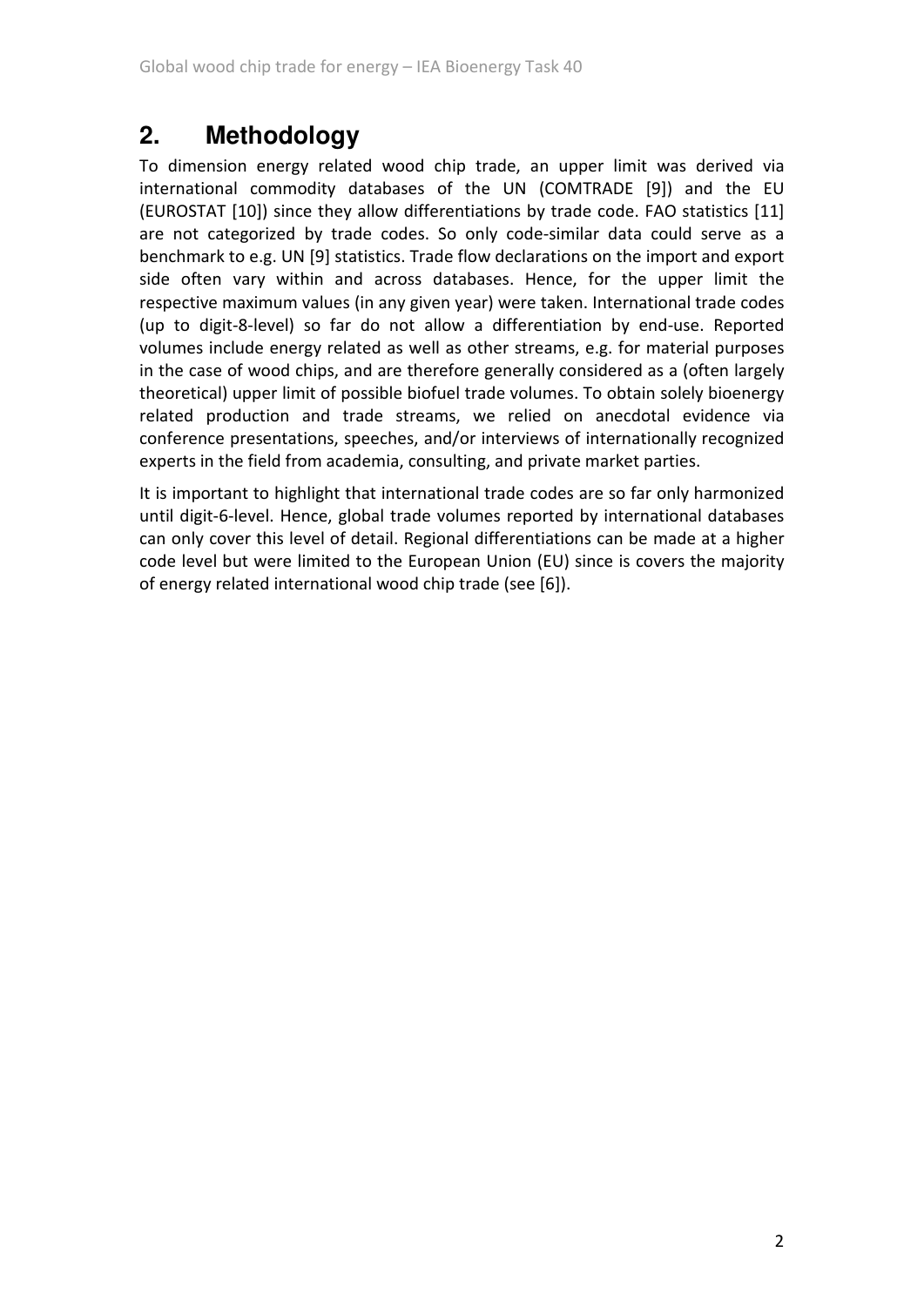## 2. Methodology

To dimension energy related wood chip trade, an upper limit was derived via international commodity databases of the UN (COMTRADE [9]) and the EU (EUROSTAT [10]) since they allow differentiations by trade code. FAO statistics [11] are not categorized by trade codes. So only code-similar data could serve as a benchmark to e.g. UN [9] statistics. Trade flow declarations on the import and export side often vary within and across databases. Hence, for the upper limit the respective maximum values (in any given year) were taken. International trade codes (up to digit-8-level) so far do not allow a differentiation by end-use. Reported volumes include energy related as well as other streams, e.g. for material purposes in the case of wood chips, and are therefore generally considered as a (often largely theoretical) upper limit of possible biofuel trade volumes. To obtain solely bioenergy related production and trade streams, we relied on anecdotal evidence via conference presentations, speeches, and/or interviews of internationally recognized experts in the field from academia, consulting, and private market parties.

It is important to highlight that international trade codes are so far only harmonized until digit-6-level. Hence, global trade volumes reported by international databases can only cover this level of detail. Regional differentiations can be made at a higher code level but were limited to the European Union (EU) since is covers the majority of energy related international wood chip trade (see [6]).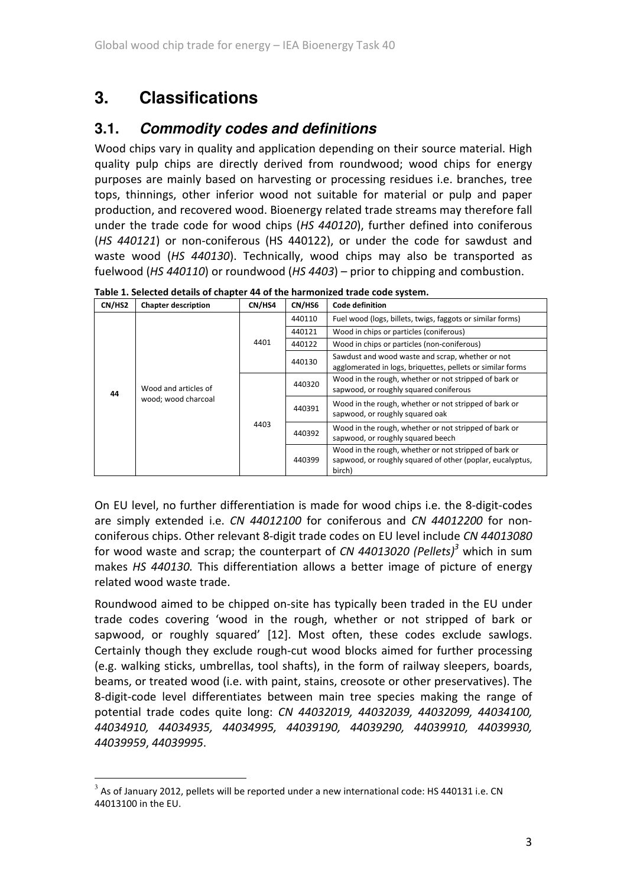# 3. Classifications

## 3.1. *Commodity codes and definitions*

Wood chips vary in quality and application depending on their source material. High quality pulp chips are directly derived from roundwood; wood chips for energy purposes are mainly based on harvesting or processing residues i.e. branches, tree tops, thinnings, other inferior wood not suitable for material or pulp and paper production, and recovered wood. Bioenergy related trade streams may therefore fall under the trade code for wood chips (*HS 440120*), further defined into coniferous (*HS 440121*) or non-coniferous (HS 440122), or under the code for sawdust and waste wood (*HS 440130*). Technically, wood chips may also be transported as fuelwood (*HS 440110*) or roundwood (*HS 4403*) – prior to chipping and combustion.

**Table 1. Selected details of chapter 44 of the harmonized trade code system.**

| CN/HS2 | Chapter description | CN/HS4 | CN/HS6 | Code definition |
|---|---|---|---|---|
| 44 | Wood and articles of wood; wood charcoal | 4401 | 440110 | Fuel wood (logs, billets, twigs, faggots or similar forms) |
| | | | 440121 | Wood in chips or particles (coniferous) |
| | | | 440122 | Wood in chips or particles (non-coniferous) |
| | | | 440130 | Sawdust and wood waste and scrap, whether or not agglomerated in logs, briquettes, pellets or similar forms |
| | | 4403 | 440320 | Wood in the rough, whether or not stripped of bark or sapwood, or roughly squared coniferous |
| | | | 440391 | Wood in the rough, whether or not stripped of bark or sapwood, or roughly squared oak |
| | | | 440392 | Wood in the rough, whether or not stripped of bark or sapwood, or roughly squared beech |
| | | | 440399 | Wood in the rough, whether or not stripped of bark or sapwood, or roughly squared of other (poplar, eucalyptus, birch) |

On EU level, no further differentiation is made for wood chips i.e. the 8-digit-codes are simply extended i.e. *CN 44012100* for coniferous and *CN 44012200* for non-coniferous chips. Other relevant 8-digit trade codes on EU level include *CN 44013080* for wood waste and scrap; the counterpart of *CN 44013020 (Pellets)*[3] which in sum makes *HS 440130.* This differentiation allows a better image of picture of energy related wood waste trade.

Roundwood aimed to be chipped on-site has typically been traded in the EU under trade codes covering 'wood in the rough, whether or not stripped of bark or sapwood, or roughly squared' [12]. Most often, these codes exclude sawlogs. Certainly though they exclude rough-cut wood blocks aimed for further processing (e.g. walking sticks, umbrellas, tool shafts), in the form of railway sleepers, boards, beams, or treated wood (i.e. with paint, stains, creosote or other preservatives). The 8-digit-code level differentiates between main tree species making the range of potential trade codes quite long: *CN 44032019, 44032039, 44032099, 44034100, 44034910, 44034935, 44034995, 44039190, 44039290, 44039910, 44039930, 44039959*, *44039995*.

[3] As of January 2012, pellets will be reported under a new international code: HS 440131 i.e. CN 44013100 in the EU.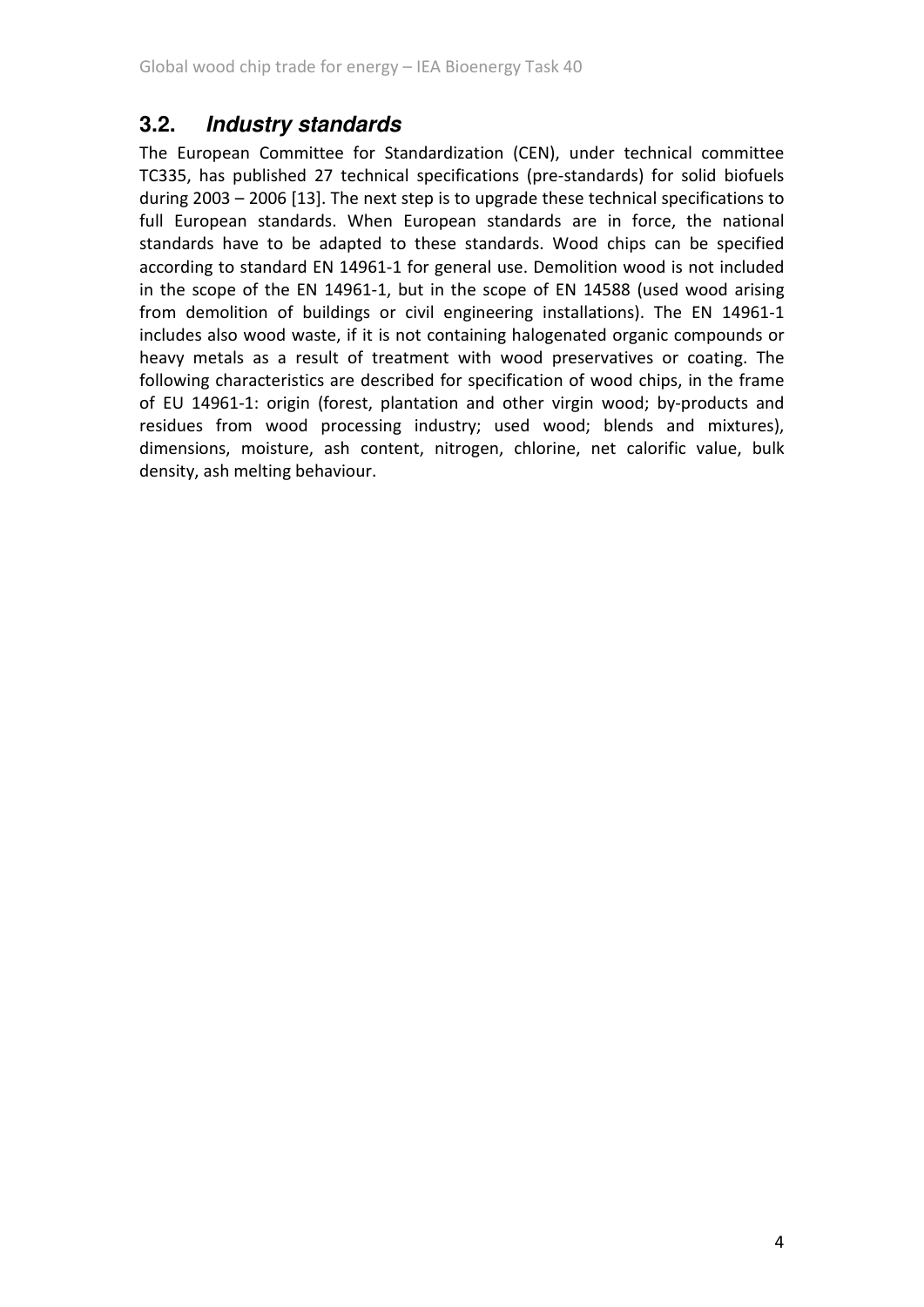## 3.2. *Industry standards*

The European Committee for Standardization (CEN), under technical committee TC335, has published 27 technical specifications (pre-standards) for solid biofuels during 2003 – 2006 [13]. The next step is to upgrade these technical specifications to full European standards. When European standards are in force, the national standards have to be adapted to these standards. Wood chips can be specified according to standard EN 14961-1 for general use. Demolition wood is not included in the scope of the EN 14961-1, but in the scope of EN 14588 (used wood arising from demolition of buildings or civil engineering installations). The EN 14961-1 includes also wood waste, if it is not containing halogenated organic compounds or heavy metals as a result of treatment with wood preservatives or coating. The following characteristics are described for specification of wood chips, in the frame of EU 14961-1: origin (forest, plantation and other virgin wood; by-products and residues from wood processing industry; used wood; blends and mixtures), dimensions, moisture, ash content, nitrogen, chlorine, net calorific value, bulk density, ash melting behaviour.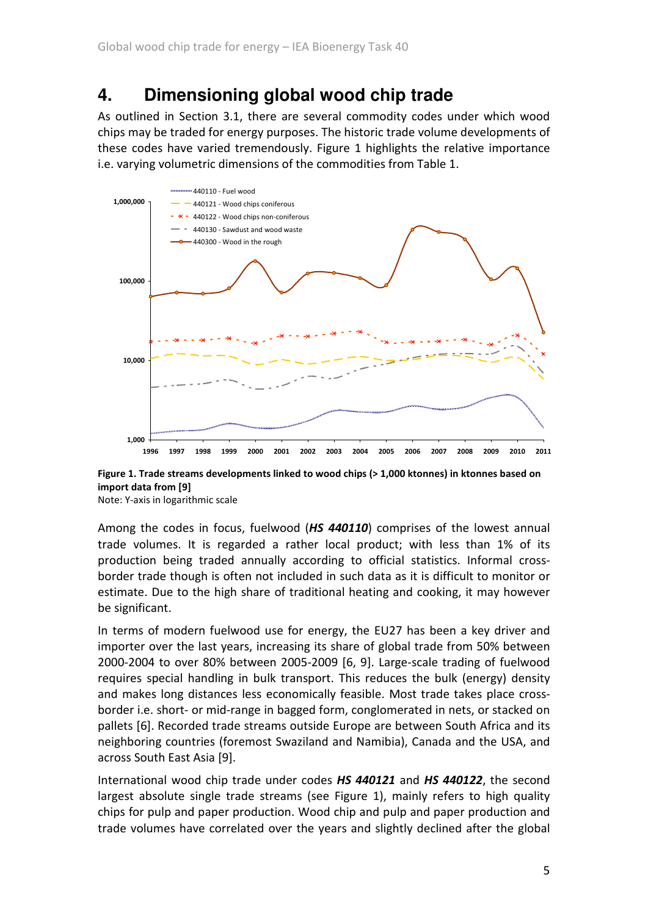# 4. Dimensioning global wood chip trade

As outlined in Section 3.1, there are several commodity codes under which wood chips may be traded for energy purposes. The historic trade volume developments of these codes have varied tremendously. Figure 1 highlights the relative importance i.e. varying volumetric dimensions of the commodities from Table 1.

**Figure 1. Trade streams developments linked to wood chips (> 1,000 ktonnes) in ktonnes based on import data from [9]**

Note: Y-axis in logarithmic scale

Among the codes in focus, fuelwood (***HS 440110***) comprises of the lowest annual trade volumes. It is regarded a rather local product; with less than 1% of its production being traded annually according to official statistics. Informal cross-border trade though is often not included in such data as it is difficult to monitor or estimate. Due to the high share of traditional heating and cooking, it may however be significant.

In terms of modern fuelwood use for energy, the EU27 has been a key driver and importer over the last years, increasing its share of global trade from 50% between 2000-2004 to over 80% between 2005-2009 [6, 9]. Large-scale trading of fuelwood requires special handling in bulk transport. This reduces the bulk (energy) density and makes long distances less economically feasible. Most trade takes place cross-border i.e. short- or mid-range in bagged form, conglomerated in nets, or stacked on pallets [6]. Recorded trade streams outside Europe are between South Africa and its neighboring countries (foremost Swaziland and Namibia), Canada and the USA, and across South East Asia [9].

International wood chip trade under codes ***HS 440121*** and ***HS 440122***, the second largest absolute single trade streams (see Figure 1), mainly refers to high quality chips for pulp and paper production. Wood chip and pulp and paper production and trade volumes have correlated over the years and slightly declined after the global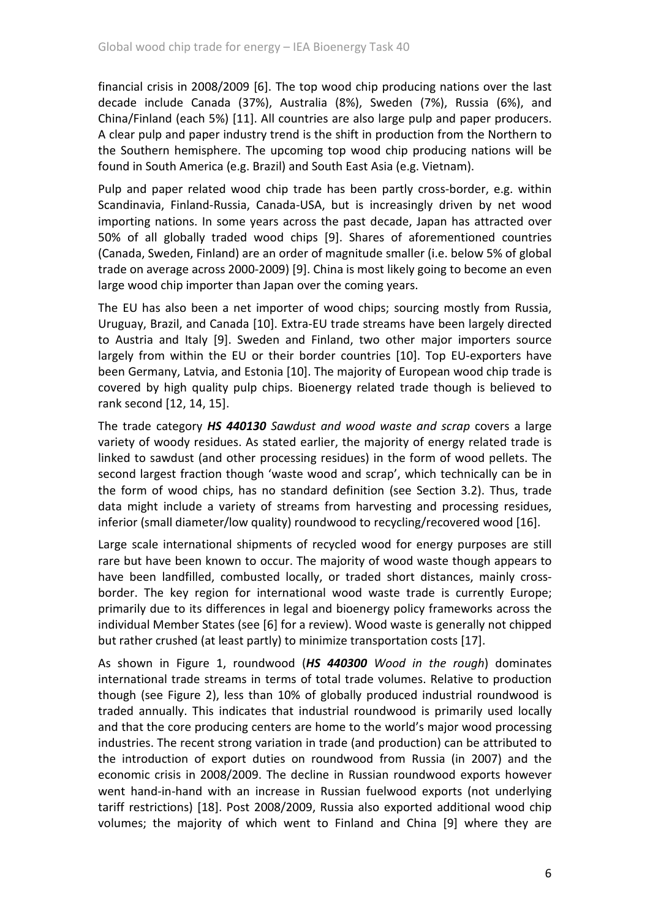financial crisis in 2008/2009 [6]. The top wood chip producing nations over the last decade include Canada (37%), Australia (8%), Sweden (7%), Russia (6%), and China/Finland (each 5%) [11]. All countries are also large pulp and paper producers. A clear pulp and paper industry trend is the shift in production from the Northern to the Southern hemisphere. The upcoming top wood chip producing nations will be found in South America (e.g. Brazil) and South East Asia (e.g. Vietnam).

Pulp and paper related wood chip trade has been partly cross-border, e.g. within Scandinavia, Finland-Russia, Canada-USA, but is increasingly driven by net wood importing nations. In some years across the past decade, Japan has attracted over 50% of all globally traded wood chips [9]. Shares of aforementioned countries (Canada, Sweden, Finland) are an order of magnitude smaller (i.e. below 5% of global trade on average across 2000-2009) [9]. China is most likely going to become an even large wood chip importer than Japan over the coming years.

The EU has also been a net importer of wood chips; sourcing mostly from Russia, Uruguay, Brazil, and Canada [10]. Extra-EU trade streams have been largely directed to Austria and Italy [9]. Sweden and Finland, two other major importers source largely from within the EU or their border countries [10]. Top EU-exporters have been Germany, Latvia, and Estonia [10]. The majority of European wood chip trade is covered by high quality pulp chips. Bioenergy related trade though is believed to rank second [12, 14, 15].

The trade category ***HS 440130*** *Sawdust and wood waste and scrap* covers a large variety of woody residues. As stated earlier, the majority of energy related trade is linked to sawdust (and other processing residues) in the form of wood pellets. The second largest fraction though 'waste wood and scrap', which technically can be in the form of wood chips, has no standard definition (see Section 3.2). Thus, trade data might include a variety of streams from harvesting and processing residues, inferior (small diameter/low quality) roundwood to recycling/recovered wood [16].

Large scale international shipments of recycled wood for energy purposes are still rare but have been known to occur. The majority of wood waste though appears to have been landfilled, combusted locally, or traded short distances, mainly cross-border. The key region for international wood waste trade is currently Europe; primarily due to its differences in legal and bioenergy policy frameworks across the individual Member States (see [6] for a review). Wood waste is generally not chipped but rather crushed (at least partly) to minimize transportation costs [17].

As shown in Figure 1, roundwood (***HS 440300*** *Wood in the rough*) dominates international trade streams in terms of total trade volumes. Relative to production though (see Figure 2), less than 10% of globally produced industrial roundwood is traded annually. This indicates that industrial roundwood is primarily used locally and that the core producing centers are home to the world's major wood processing industries. The recent strong variation in trade (and production) can be attributed to the introduction of export duties on roundwood from Russia (in 2007) and the economic crisis in 2008/2009. The decline in Russian roundwood exports however went hand-in-hand with an increase in Russian fuelwood exports (not underlying tariff restrictions) [18]. Post 2008/2009, Russia also exported additional wood chip volumes; the majority of which went to Finland and China [9] where they are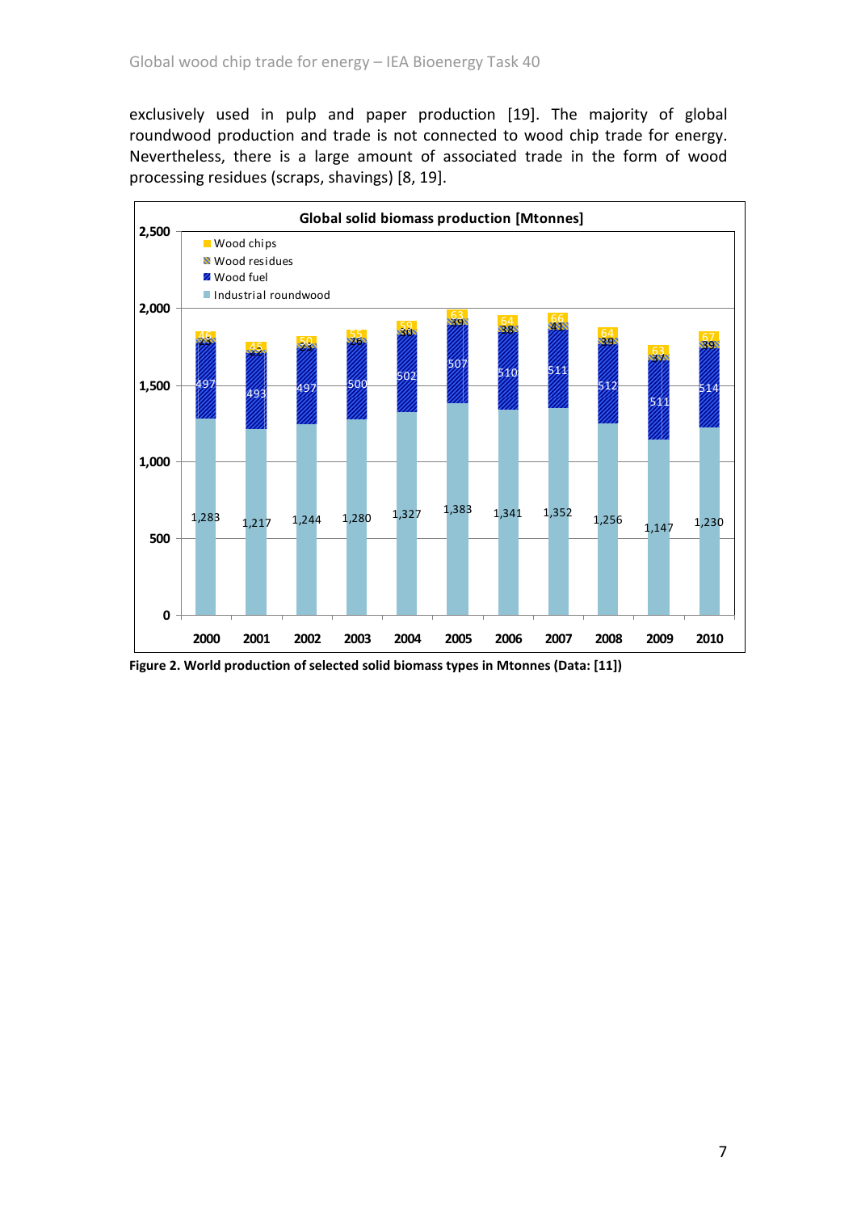exclusively used in pulp and paper production [19]. The majority of global roundwood production and trade is not connected to wood chip trade for energy. Nevertheless, there is a large amount of associated trade in the form of wood processing residues (scraps, shavings) [8, 19].

**Global solid biomass production [Mtonnes]**

| Year | Industrial roundwood | Wood fuel | Wood residues | Wood chips |
|---|---|---|---|---|
| 2000 | 1,283 | 497 | 23 | 46 |
| 2001 | 1,217 | 493 | 22 | 45 |
| 2002 | 1,244 | 497 | 23 | 50 |
| 2003 | 1,280 | 500 | 26 | 55 |
| 2004 | 1,327 | 502 | 30 | 59 |
| 2005 | 1,383 | 507 | 39 | 63 |
| 2006 | 1,341 | 510 | 38 | 64 |
| 2007 | 1,352 | 511 | 41 | 66 |
| 2008 | 1,256 | 512 | 39 | 64 |
| 2009 | 1,147 | 511 | 37 | 63 |
| 2010 | 1,230 | 514 | 39 | 67 |

**Figure 2. World production of selected solid biomass types in Mtonnes (Data: [11])**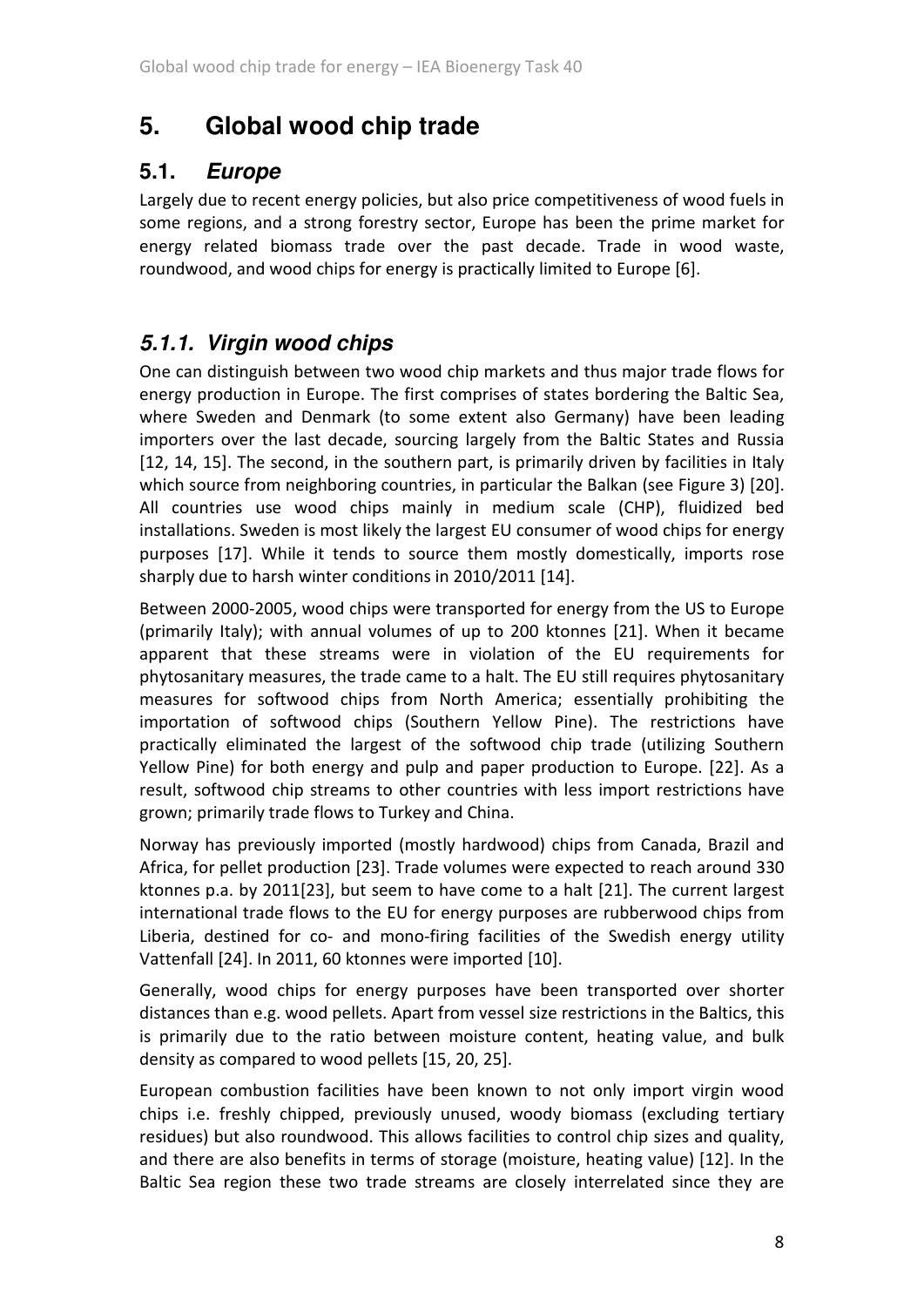# 5. Global wood chip trade

## 5.1. *Europe*

Largely due to recent energy policies, but also price competitiveness of wood fuels in some regions, and a strong forestry sector, Europe has been the prime market for energy related biomass trade over the past decade. Trade in wood waste, roundwood, and wood chips for energy is practically limited to Europe [6].

### *5.1.1. Virgin wood chips*

One can distinguish between two wood chip markets and thus major trade flows for energy production in Europe. The first comprises of states bordering the Baltic Sea, where Sweden and Denmark (to some extent also Germany) have been leading importers over the last decade, sourcing largely from the Baltic States and Russia [12, 14, 15]. The second, in the southern part, is primarily driven by facilities in Italy which source from neighboring countries, in particular the Balkan (see Figure 3) [20]. All countries use wood chips mainly in medium scale (CHP), fluidized bed installations. Sweden is most likely the largest EU consumer of wood chips for energy purposes [17]. While it tends to source them mostly domestically, imports rose sharply due to harsh winter conditions in 2010/2011 [14].

Between 2000-2005, wood chips were transported for energy from the US to Europe (primarily Italy); with annual volumes of up to 200 ktonnes [21]. When it became apparent that these streams were in violation of the EU requirements for phytosanitary measures, the trade came to a halt. The EU still requires phytosanitary measures for softwood chips from North America; essentially prohibiting the importation of softwood chips (Southern Yellow Pine). The restrictions have practically eliminated the largest of the softwood chip trade (utilizing Southern Yellow Pine) for both energy and pulp and paper production to Europe. [22]. As a result, softwood chip streams to other countries with less import restrictions have grown; primarily trade flows to Turkey and China.

Norway has previously imported (mostly hardwood) chips from Canada, Brazil and Africa, for pellet production [23]. Trade volumes were expected to reach around 330 ktonnes p.a. by 2011[23], but seem to have come to a halt [21]. The current largest international trade flows to the EU for energy purposes are rubberwood chips from Liberia, destined for co- and mono-firing facilities of the Swedish energy utility Vattenfall [24]. In 2011, 60 ktonnes were imported [10].

Generally, wood chips for energy purposes have been transported over shorter distances than e.g. wood pellets. Apart from vessel size restrictions in the Baltics, this is primarily due to the ratio between moisture content, heating value, and bulk density as compared to wood pellets [15, 20, 25].

European combustion facilities have been known to not only import virgin wood chips i.e. freshly chipped, previously unused, woody biomass (excluding tertiary residues) but also roundwood. This allows facilities to control chip sizes and quality, and there are also benefits in terms of storage (moisture, heating value) [12]. In the Baltic Sea region these two trade streams are closely interrelated since they are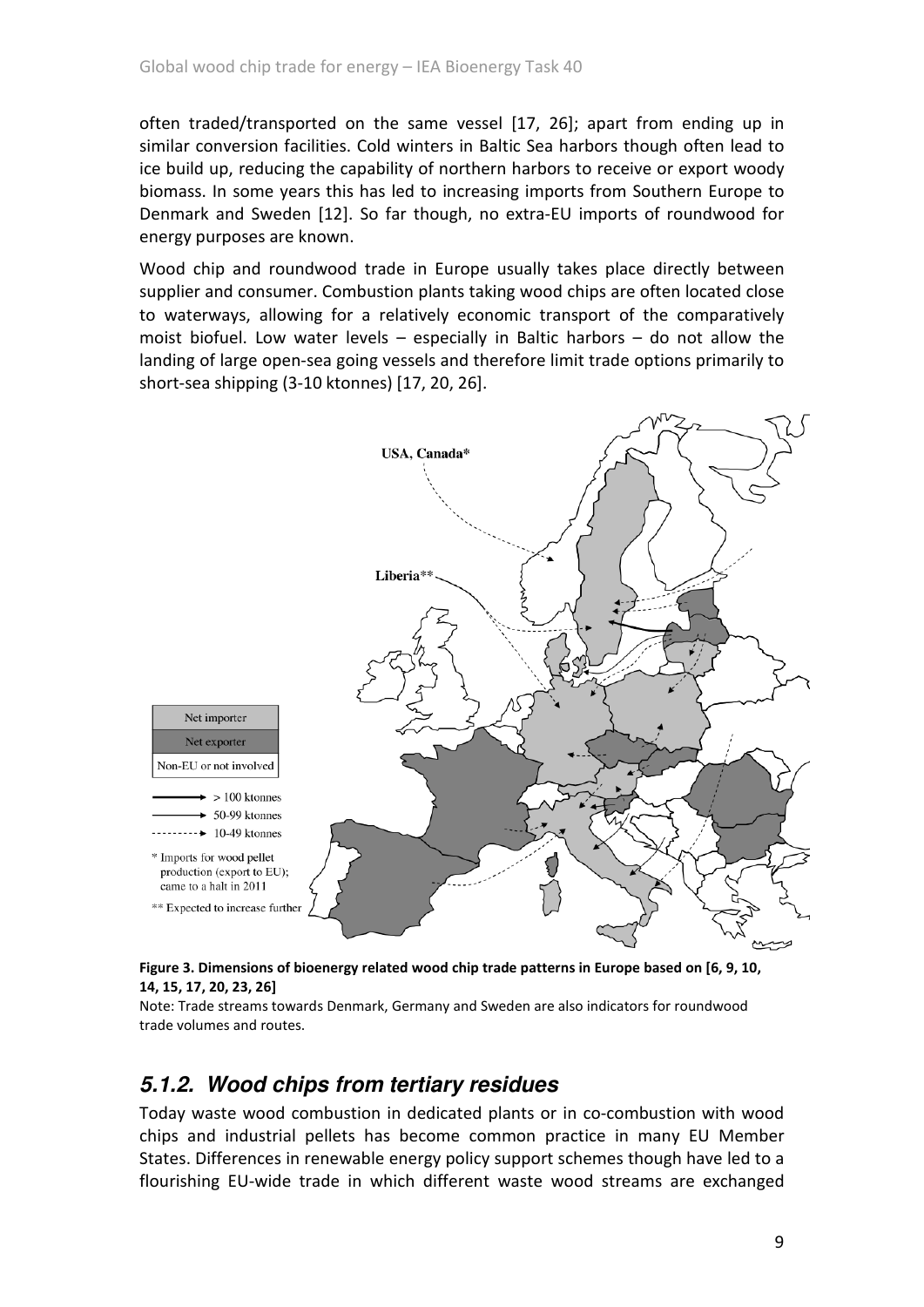often traded/transported on the same vessel [17, 26]; apart from ending up in similar conversion facilities. Cold winters in Baltic Sea harbors though often lead to ice build up, reducing the capability of northern harbors to receive or export woody biomass. In some years this has led to increasing imports from Southern Europe to Denmark and Sweden [12]. So far though, no extra-EU imports of roundwood for energy purposes are known.

Wood chip and roundwood trade in Europe usually takes place directly between supplier and consumer. Combustion plants taking wood chips are often located close to waterways, allowing for a relatively economic transport of the comparatively moist biofuel. Low water levels – especially in Baltic harbors – do not allow the landing of large open-sea going vessels and therefore limit trade options primarily to short-sea shipping (3-10 ktonnes) [17, 20, 26].

**Figure 3. Dimensions of bioenergy related wood chip trade patterns in Europe based on [6, 9, 10, 14, 15, 17, 20, 23, 26]**

Note: Trade streams towards Denmark, Germany and Sweden are also indicators for roundwood trade volumes and routes.

## *5.1.2. Wood chips from tertiary residues*

Today waste wood combustion in dedicated plants or in co-combustion with wood chips and industrial pellets has become common practice in many EU Member States. Differences in renewable energy policy support schemes though have led to a flourishing EU-wide trade in which different waste wood streams are exchanged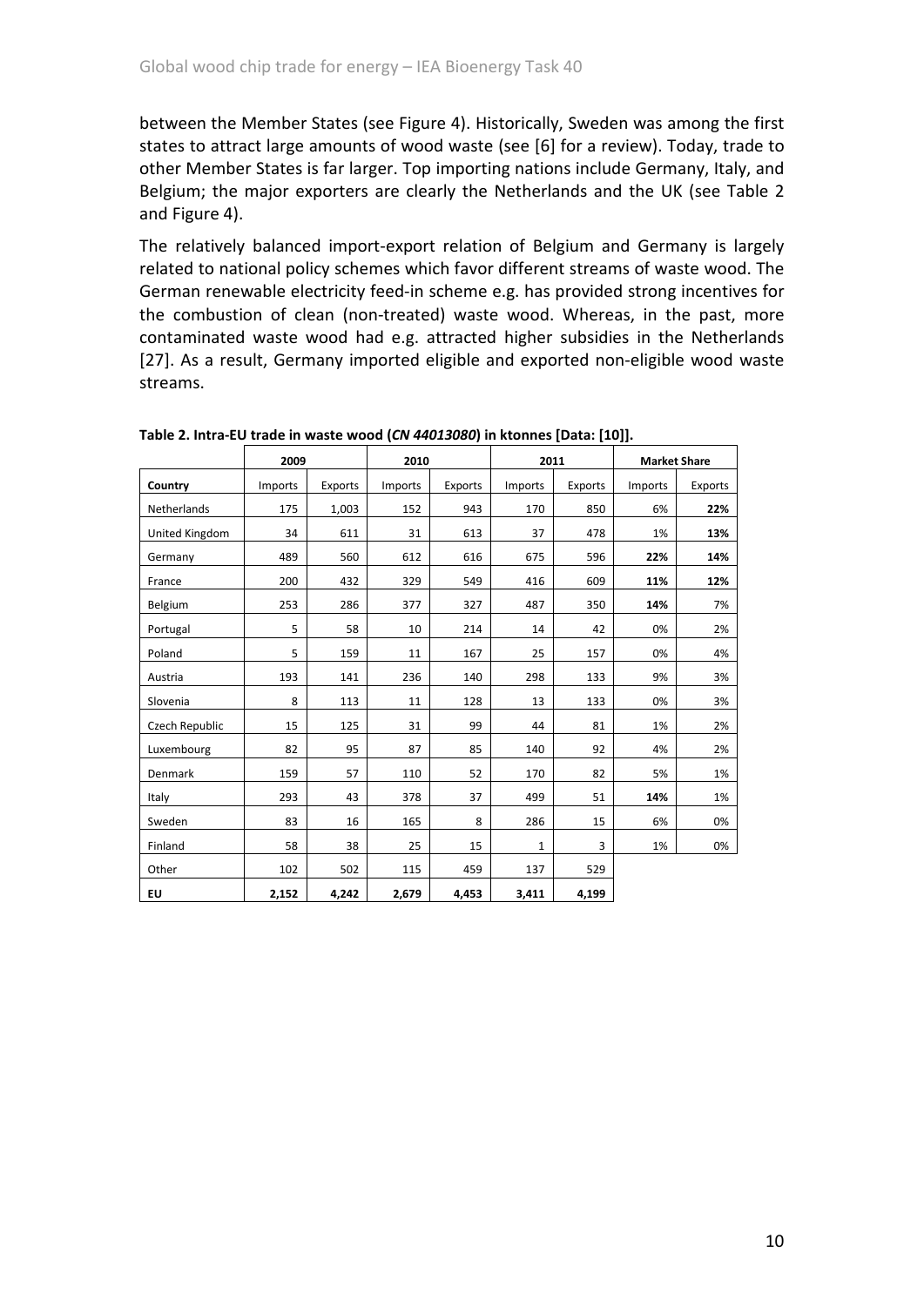between the Member States (see Figure 4). Historically, Sweden was among the first states to attract large amounts of wood waste (see [6] for a review). Today, trade to other Member States is far larger. Top importing nations include Germany, Italy, and Belgium; the major exporters are clearly the Netherlands and the UK (see Table 2 and Figure 4).

The relatively balanced import-export relation of Belgium and Germany is largely related to national policy schemes which favor different streams of waste wood. The German renewable electricity feed-in scheme e.g. has provided strong incentives for the combustion of clean (non-treated) waste wood. Whereas, in the past, more contaminated waste wood had e.g. attracted higher subsidies in the Netherlands [27]. As a result, Germany imported eligible and exported non-eligible wood waste streams.

**Table 2. Intra-EU trade in waste wood (*CN 44013080*) in ktonnes [Data: [10]].**

| | 2009 | | 2010 | | 2011 | | Market Share | |
|---|---|---|---|---|---|---|---|---|
| **Country** | Imports | Exports | Imports | Exports | Imports | Exports | Imports | Exports |
| Netherlands | 175 | 1,003 | 152 | 943 | 170 | 850 | 6% | **22%** |
| United Kingdom | 34 | 611 | 31 | 613 | 37 | 478 | 1% | **13%** |
| Germany | 489 | 560 | 612 | 616 | 675 | 596 | **22%** | **14%** |
| France | 200 | 432 | 329 | 549 | 416 | 609 | **11%** | **12%** |
| Belgium | 253 | 286 | 377 | 327 | 487 | 350 | **14%** | 7% |
| Portugal | 5 | 58 | 10 | 214 | 14 | 42 | 0% | 2% |
| Poland | 5 | 159 | 11 | 167 | 25 | 157 | 0% | 4% |
| Austria | 193 | 141 | 236 | 140 | 298 | 133 | 9% | 3% |
| Slovenia | 8 | 113 | 11 | 128 | 13 | 133 | 0% | 3% |
| Czech Republic | 15 | 125 | 31 | 99 | 44 | 81 | 1% | 2% |
| Luxembourg | 82 | 95 | 87 | 85 | 140 | 92 | 4% | 2% |
| Denmark | 159 | 57 | 110 | 52 | 170 | 82 | 5% | 1% |
| Italy | 293 | 43 | 378 | 37 | 499 | 51 | **14%** | 1% |
| Sweden | 83 | 16 | 165 | 8 | 286 | 15 | 6% | 0% |
| Finland | 58 | 38 | 25 | 15 | 1 | 3 | 1% | 0% |
| Other | 102 | 502 | 115 | 459 | 137 | 529 | | |
| **EU** | **2,152** | **4,242** | **2,679** | **4,453** | **3,411** | **4,199** | | |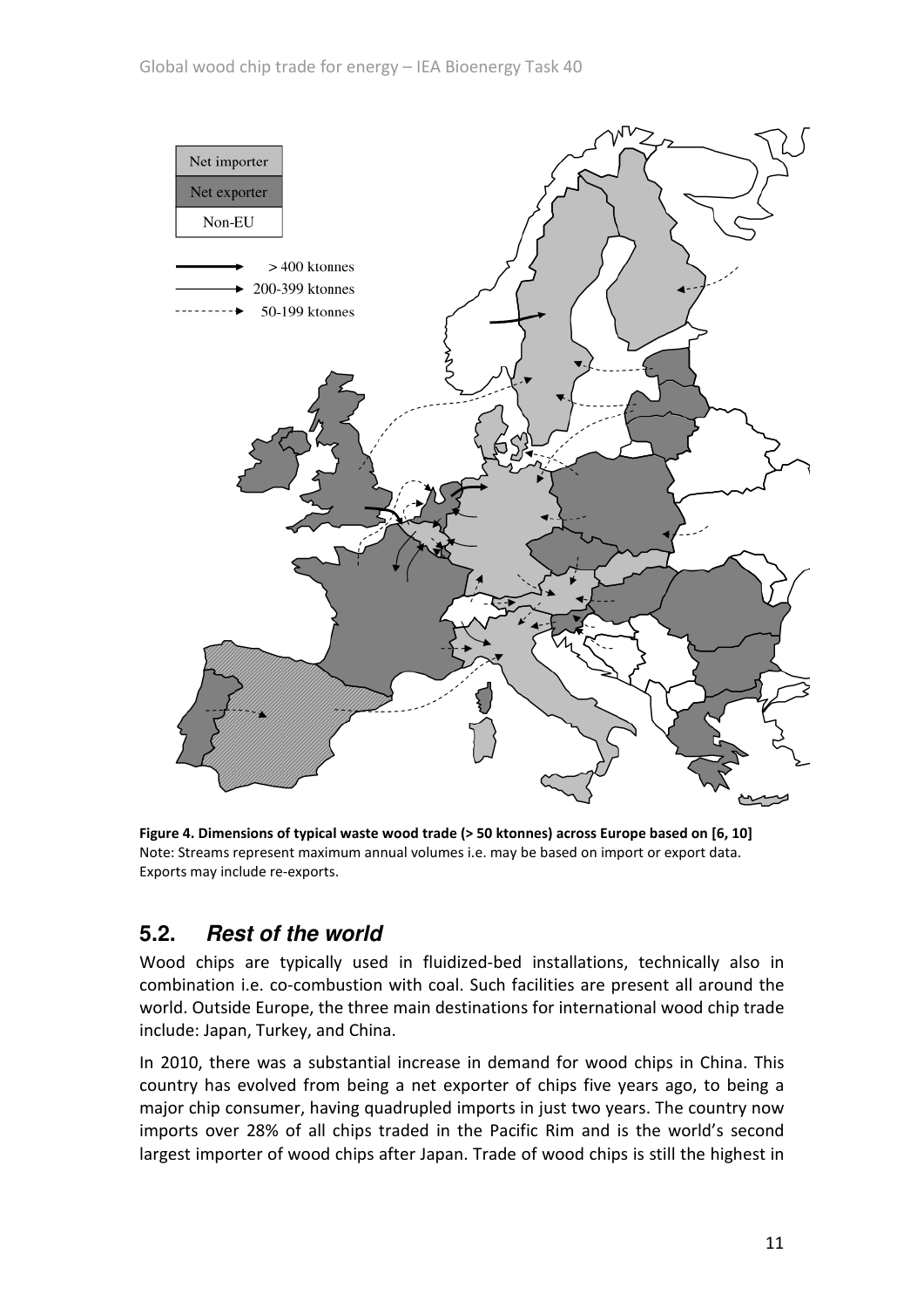**Figure 4. Dimensions of typical waste wood trade (> 50 ktonnes) across Europe based on [6, 10]**
Note: Streams represent maximum annual volumes i.e. may be based on import or export data. Exports may include re-exports.

## 5.2. *Rest of the world*

Wood chips are typically used in fluidized-bed installations, technically also in combination i.e. co-combustion with coal. Such facilities are present all around the world. Outside Europe, the three main destinations for international wood chip trade include: Japan, Turkey, and China.

In 2010, there was a substantial increase in demand for wood chips in China. This country has evolved from being a net exporter of chips five years ago, to being a major chip consumer, having quadrupled imports in just two years. The country now imports over 28% of all chips traded in the Pacific Rim and is the world's second largest importer of wood chips after Japan. Trade of wood chips is still the highest in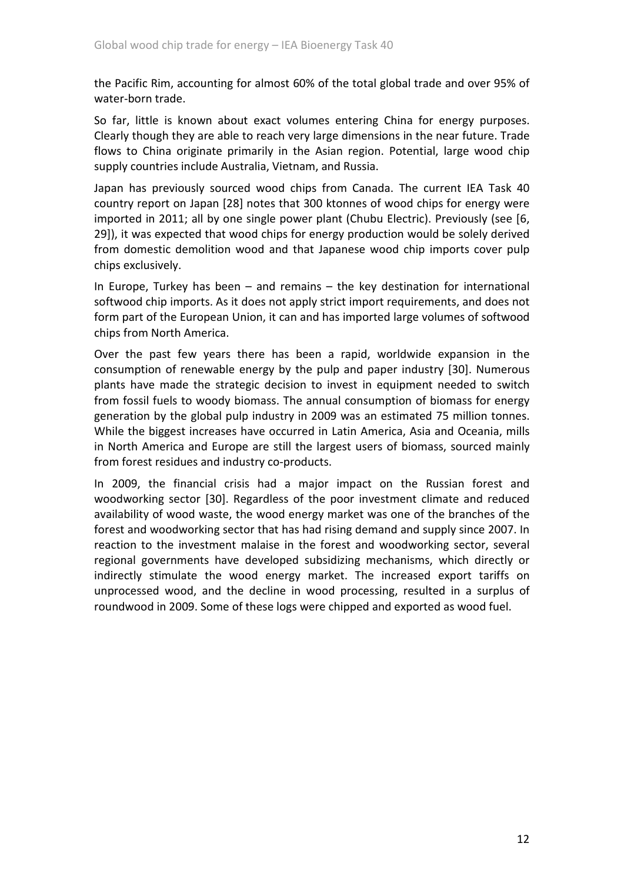the Pacific Rim, accounting for almost 60% of the total global trade and over 95% of water-born trade.

So far, little is known about exact volumes entering China for energy purposes. Clearly though they are able to reach very large dimensions in the near future. Trade flows to China originate primarily in the Asian region. Potential, large wood chip supply countries include Australia, Vietnam, and Russia.

Japan has previously sourced wood chips from Canada. The current IEA Task 40 country report on Japan [28] notes that 300 ktonnes of wood chips for energy were imported in 2011; all by one single power plant (Chubu Electric). Previously (see [6, 29]), it was expected that wood chips for energy production would be solely derived from domestic demolition wood and that Japanese wood chip imports cover pulp chips exclusively.

In Europe, Turkey has been – and remains – the key destination for international softwood chip imports. As it does not apply strict import requirements, and does not form part of the European Union, it can and has imported large volumes of softwood chips from North America.

Over the past few years there has been a rapid, worldwide expansion in the consumption of renewable energy by the pulp and paper industry [30]. Numerous plants have made the strategic decision to invest in equipment needed to switch from fossil fuels to woody biomass. The annual consumption of biomass for energy generation by the global pulp industry in 2009 was an estimated 75 million tonnes. While the biggest increases have occurred in Latin America, Asia and Oceania, mills in North America and Europe are still the largest users of biomass, sourced mainly from forest residues and industry co-products.

In 2009, the financial crisis had a major impact on the Russian forest and woodworking sector [30]. Regardless of the poor investment climate and reduced availability of wood waste, the wood energy market was one of the branches of the forest and woodworking sector that has had rising demand and supply since 2007. In reaction to the investment malaise in the forest and woodworking sector, several regional governments have developed subsidizing mechanisms, which directly or indirectly stimulate the wood energy market. The increased export tariffs on unprocessed wood, and the decline in wood processing, resulted in a surplus of roundwood in 2009. Some of these logs were chipped and exported as wood fuel.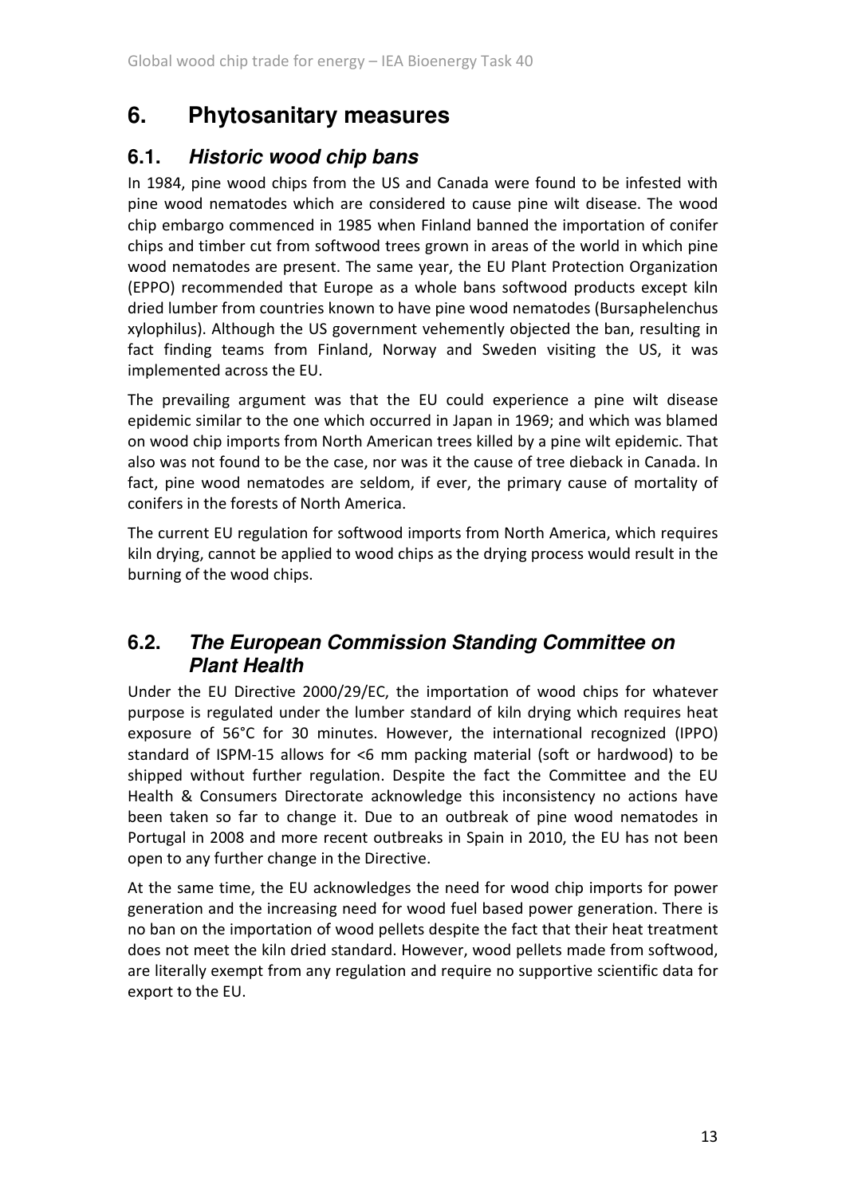# 6. Phytosanitary measures

## 6.1. *Historic wood chip bans*

In 1984, pine wood chips from the US and Canada were found to be infested with pine wood nematodes which are considered to cause pine wilt disease. The wood chip embargo commenced in 1985 when Finland banned the importation of conifer chips and timber cut from softwood trees grown in areas of the world in which pine wood nematodes are present. The same year, the EU Plant Protection Organization (EPPO) recommended that Europe as a whole bans softwood products except kiln dried lumber from countries known to have pine wood nematodes (Bursaphelenchus xylophilus). Although the US government vehemently objected the ban, resulting in fact finding teams from Finland, Norway and Sweden visiting the US, it was implemented across the EU.

The prevailing argument was that the EU could experience a pine wilt disease epidemic similar to the one which occurred in Japan in 1969; and which was blamed on wood chip imports from North American trees killed by a pine wilt epidemic. That also was not found to be the case, nor was it the cause of tree dieback in Canada. In fact, pine wood nematodes are seldom, if ever, the primary cause of mortality of conifers in the forests of North America.

The current EU regulation for softwood imports from North America, which requires kiln drying, cannot be applied to wood chips as the drying process would result in the burning of the wood chips.

## 6.2. *The European Commission Standing Committee on Plant Health*

Under the EU Directive 2000/29/EC, the importation of wood chips for whatever purpose is regulated under the lumber standard of kiln drying which requires heat exposure of 56°C for 30 minutes. However, the international recognized (IPPO) standard of ISPM-15 allows for <6 mm packing material (soft or hardwood) to be shipped without further regulation. Despite the fact the Committee and the EU Health & Consumers Directorate acknowledge this inconsistency no actions have been taken so far to change it. Due to an outbreak of pine wood nematodes in Portugal in 2008 and more recent outbreaks in Spain in 2010, the EU has not been open to any further change in the Directive.

At the same time, the EU acknowledges the need for wood chip imports for power generation and the increasing need for wood fuel based power generation. There is no ban on the importation of wood pellets despite the fact that their heat treatment does not meet the kiln dried standard. However, wood pellets made from softwood, are literally exempt from any regulation and require no supportive scientific data for export to the EU.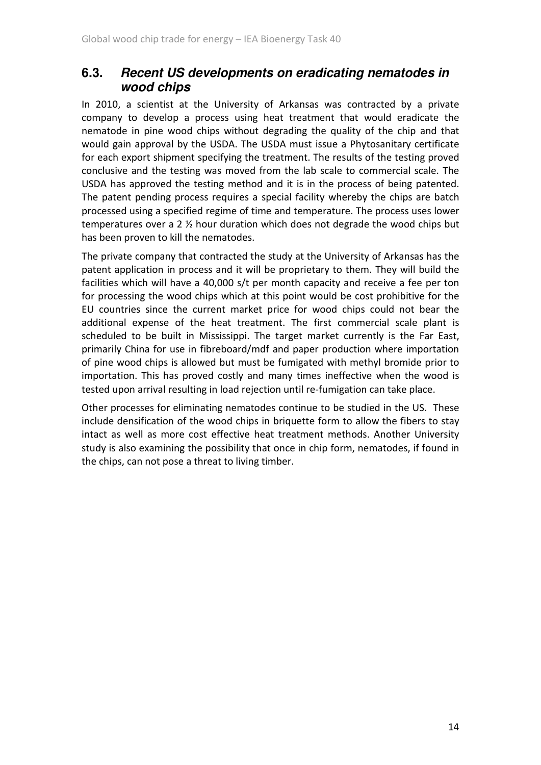## 6.3. *Recent US developments on eradicating nematodes in wood chips*

In 2010, a scientist at the University of Arkansas was contracted by a private company to develop a process using heat treatment that would eradicate the nematode in pine wood chips without degrading the quality of the chip and that would gain approval by the USDA. The USDA must issue a Phytosanitary certificate for each export shipment specifying the treatment. The results of the testing proved conclusive and the testing was moved from the lab scale to commercial scale. The USDA has approved the testing method and it is in the process of being patented. The patent pending process requires a special facility whereby the chips are batch processed using a specified regime of time and temperature. The process uses lower temperatures over a 2 ½ hour duration which does not degrade the wood chips but has been proven to kill the nematodes.

The private company that contracted the study at the University of Arkansas has the patent application in process and it will be proprietary to them. They will build the facilities which will have a 40,000 s/t per month capacity and receive a fee per ton for processing the wood chips which at this point would be cost prohibitive for the EU countries since the current market price for wood chips could not bear the additional expense of the heat treatment. The first commercial scale plant is scheduled to be built in Mississippi. The target market currently is the Far East, primarily China for use in fibreboard/mdf and paper production where importation of pine wood chips is allowed but must be fumigated with methyl bromide prior to importation. This has proved costly and many times ineffective when the wood is tested upon arrival resulting in load rejection until re-fumigation can take place.

Other processes for eliminating nematodes continue to be studied in the US. These include densification of the wood chips in briquette form to allow the fibers to stay intact as well as more cost effective heat treatment methods. Another University study is also examining the possibility that once in chip form, nematodes, if found in the chips, can not pose a threat to living timber.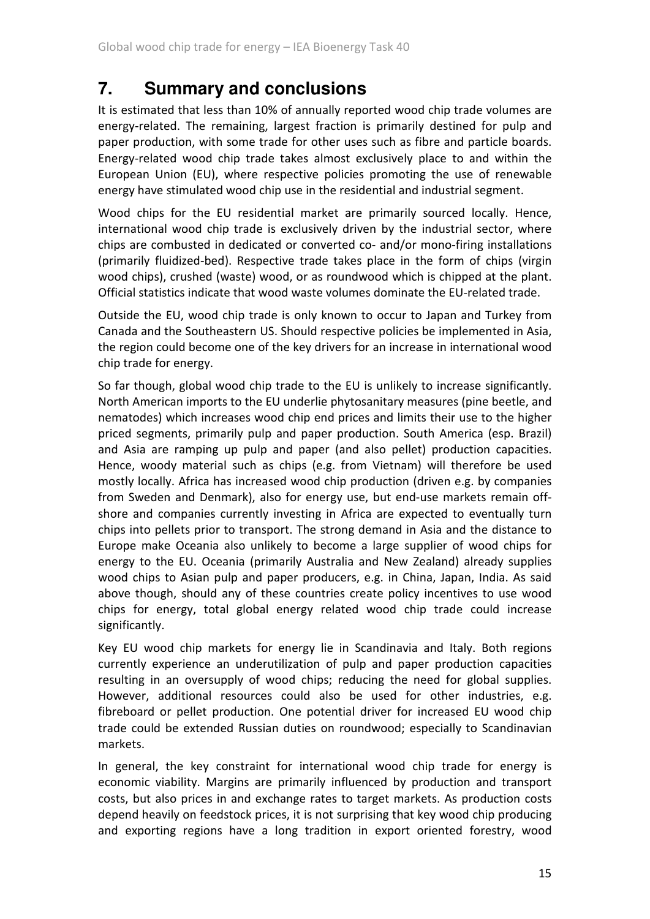## 7. Summary and conclusions

It is estimated that less than 10% of annually reported wood chip trade volumes are energy-related. The remaining, largest fraction is primarily destined for pulp and paper production, with some trade for other uses such as fibre and particle boards. Energy-related wood chip trade takes almost exclusively place to and within the European Union (EU), where respective policies promoting the use of renewable energy have stimulated wood chip use in the residential and industrial segment.

Wood chips for the EU residential market are primarily sourced locally. Hence, international wood chip trade is exclusively driven by the industrial sector, where chips are combusted in dedicated or converted co- and/or mono-firing installations (primarily fluidized-bed). Respective trade takes place in the form of chips (virgin wood chips), crushed (waste) wood, or as roundwood which is chipped at the plant. Official statistics indicate that wood waste volumes dominate the EU-related trade.

Outside the EU, wood chip trade is only known to occur to Japan and Turkey from Canada and the Southeastern US. Should respective policies be implemented in Asia, the region could become one of the key drivers for an increase in international wood chip trade for energy.

So far though, global wood chip trade to the EU is unlikely to increase significantly. North American imports to the EU underlie phytosanitary measures (pine beetle, and nematodes) which increases wood chip end prices and limits their use to the higher priced segments, primarily pulp and paper production. South America (esp. Brazil) and Asia are ramping up pulp and paper (and also pellet) production capacities. Hence, woody material such as chips (e.g. from Vietnam) will therefore be used mostly locally. Africa has increased wood chip production (driven e.g. by companies from Sweden and Denmark), also for energy use, but end-use markets remain off-shore and companies currently investing in Africa are expected to eventually turn chips into pellets prior to transport. The strong demand in Asia and the distance to Europe make Oceania also unlikely to become a large supplier of wood chips for energy to the EU. Oceania (primarily Australia and New Zealand) already supplies wood chips to Asian pulp and paper producers, e.g. in China, Japan, India. As said above though, should any of these countries create policy incentives to use wood chips for energy, total global energy related wood chip trade could increase significantly.

Key EU wood chip markets for energy lie in Scandinavia and Italy. Both regions currently experience an underutilization of pulp and paper production capacities resulting in an oversupply of wood chips; reducing the need for global supplies. However, additional resources could also be used for other industries, e.g. fibreboard or pellet production. One potential driver for increased EU wood chip trade could be extended Russian duties on roundwood; especially to Scandinavian markets.

In general, the key constraint for international wood chip trade for energy is economic viability. Margins are primarily influenced by production and transport costs, but also prices in and exchange rates to target markets. As production costs depend heavily on feedstock prices, it is not surprising that key wood chip producing and exporting regions have a long tradition in export oriented forestry, wood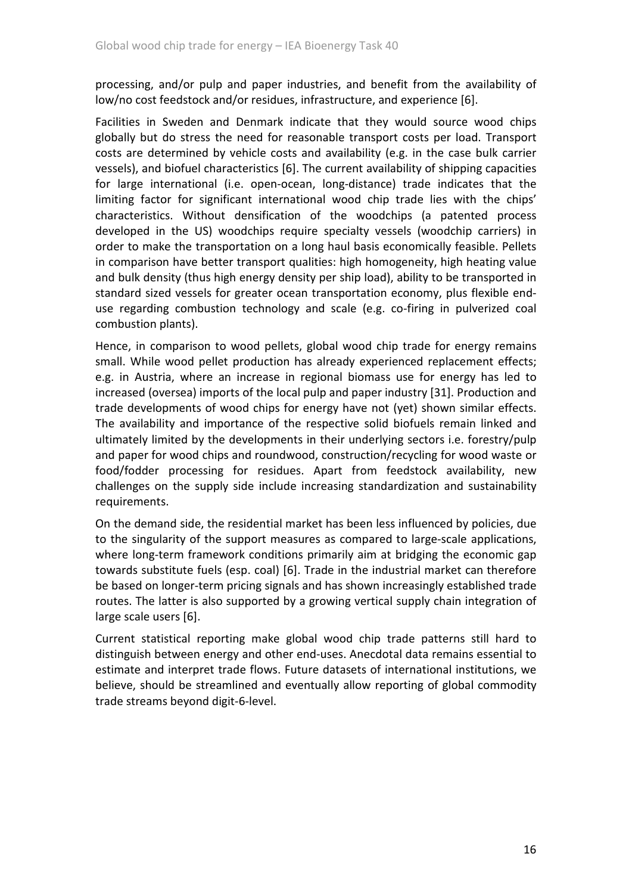processing, and/or pulp and paper industries, and benefit from the availability of low/no cost feedstock and/or residues, infrastructure, and experience [6].

Facilities in Sweden and Denmark indicate that they would source wood chips globally but do stress the need for reasonable transport costs per load. Transport costs are determined by vehicle costs and availability (e.g. in the case bulk carrier vessels), and biofuel characteristics [6]. The current availability of shipping capacities for large international (i.e. open-ocean, long-distance) trade indicates that the limiting factor for significant international wood chip trade lies with the chips' characteristics. Without densification of the woodchips (a patented process developed in the US) woodchips require specialty vessels (woodchip carriers) in order to make the transportation on a long haul basis economically feasible. Pellets in comparison have better transport qualities: high homogeneity, high heating value and bulk density (thus high energy density per ship load), ability to be transported in standard sized vessels for greater ocean transportation economy, plus flexible end-use regarding combustion technology and scale (e.g. co-firing in pulverized coal combustion plants).

Hence, in comparison to wood pellets, global wood chip trade for energy remains small. While wood pellet production has already experienced replacement effects; e.g. in Austria, where an increase in regional biomass use for energy has led to increased (oversea) imports of the local pulp and paper industry [31]. Production and trade developments of wood chips for energy have not (yet) shown similar effects. The availability and importance of the respective solid biofuels remain linked and ultimately limited by the developments in their underlying sectors i.e. forestry/pulp and paper for wood chips and roundwood, construction/recycling for wood waste or food/fodder processing for residues. Apart from feedstock availability, new challenges on the supply side include increasing standardization and sustainability requirements.

On the demand side, the residential market has been less influenced by policies, due to the singularity of the support measures as compared to large-scale applications, where long-term framework conditions primarily aim at bridging the economic gap towards substitute fuels (esp. coal) [6]. Trade in the industrial market can therefore be based on longer-term pricing signals and has shown increasingly established trade routes. The latter is also supported by a growing vertical supply chain integration of large scale users [6].

Current statistical reporting make global wood chip trade patterns still hard to distinguish between energy and other end-uses. Anecdotal data remains essential to estimate and interpret trade flows. Future datasets of international institutions, we believe, should be streamlined and eventually allow reporting of global commodity trade streams beyond digit-6-level.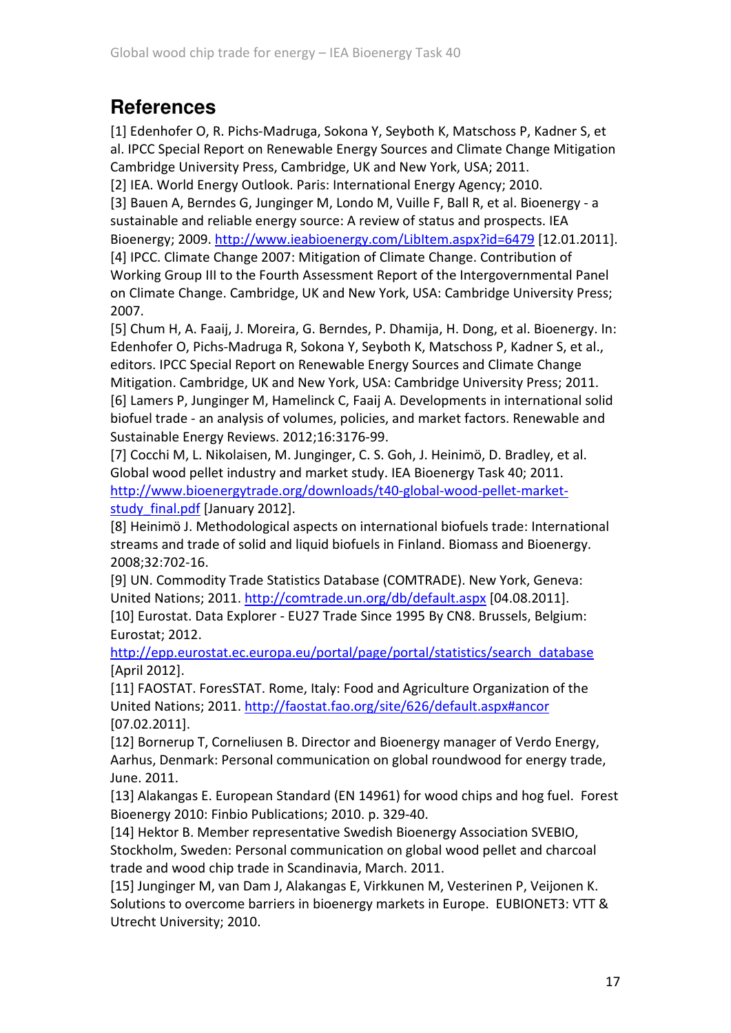# References

[1] Edenhofer O, R. Pichs-Madruga, Sokona Y, Seyboth K, Matschoss P, Kadner S, et al. IPCC Special Report on Renewable Energy Sources and Climate Change Mitigation Cambridge University Press, Cambridge, UK and New York, USA; 2011.

[2] IEA. World Energy Outlook. Paris: International Energy Agency; 2010.

[3] Bauen A, Berndes G, Junginger M, Londo M, Vuille F, Ball R, et al. Bioenergy - a sustainable and reliable energy source: A review of status and prospects. IEA Bioenergy; 2009. http://www.ieabioenergy.com/LibItem.aspx?id=6479 [12.01.2011].

[4] IPCC. Climate Change 2007: Mitigation of Climate Change. Contribution of Working Group III to the Fourth Assessment Report of the Intergovernmental Panel on Climate Change. Cambridge, UK and New York, USA: Cambridge University Press; 2007.

[5] Chum H, A. Faaij, J. Moreira, G. Berndes, P. Dhamija, H. Dong, et al. Bioenergy. In: Edenhofer O, Pichs-Madruga R, Sokona Y, Seyboth K, Matschoss P, Kadner S, et al., editors. IPCC Special Report on Renewable Energy Sources and Climate Change Mitigation. Cambridge, UK and New York, USA: Cambridge University Press; 2011.

[6] Lamers P, Junginger M, Hamelinck C, Faaij A. Developments in international solid biofuel trade - an analysis of volumes, policies, and market factors. Renewable and Sustainable Energy Reviews. 2012;16:3176-99.

[7] Cocchi M, L. Nikolaisen, M. Junginger, C. S. Goh, J. Heinimö, D. Bradley, et al. Global wood pellet industry and market study. IEA Bioenergy Task 40; 2011. http://www.bioenergytrade.org/downloads/t40-global-wood-pellet-market-study_final.pdf [January 2012].

[8] Heinimö J. Methodological aspects on international biofuels trade: International streams and trade of solid and liquid biofuels in Finland. Biomass and Bioenergy. 2008;32:702-16.

[9] UN. Commodity Trade Statistics Database (COMTRADE). New York, Geneva: United Nations; 2011. http://comtrade.un.org/db/default.aspx [04.08.2011].

[10] Eurostat. Data Explorer - EU27 Trade Since 1995 By CN8. Brussels, Belgium: Eurostat; 2012. http://epp.eurostat.ec.europa.eu/portal/page/portal/statistics/search_database [April 2012].

[11] FAOSTAT. ForesSTAT. Rome, Italy: Food and Agriculture Organization of the United Nations; 2011. http://faostat.fao.org/site/626/default.aspx#ancor [07.02.2011].

[12] Bornerup T, Corneliusen B. Director and Bioenergy manager of Verdo Energy, Aarhus, Denmark: Personal communication on global roundwood for energy trade, June. 2011.

[13] Alakangas E. European Standard (EN 14961) for wood chips and hog fuel. Forest Bioenergy 2010: Finbio Publications; 2010. p. 329-40.

[14] Hektor B. Member representative Swedish Bioenergy Association SVEBIO, Stockholm, Sweden: Personal communication on global wood pellet and charcoal trade and wood chip trade in Scandinavia, March. 2011.

[15] Junginger M, van Dam J, Alakangas E, Virkkunen M, Vesterinen P, Veijonen K. Solutions to overcome barriers in bioenergy markets in Europe. EUBIONET3: VTT & Utrecht University; 2010.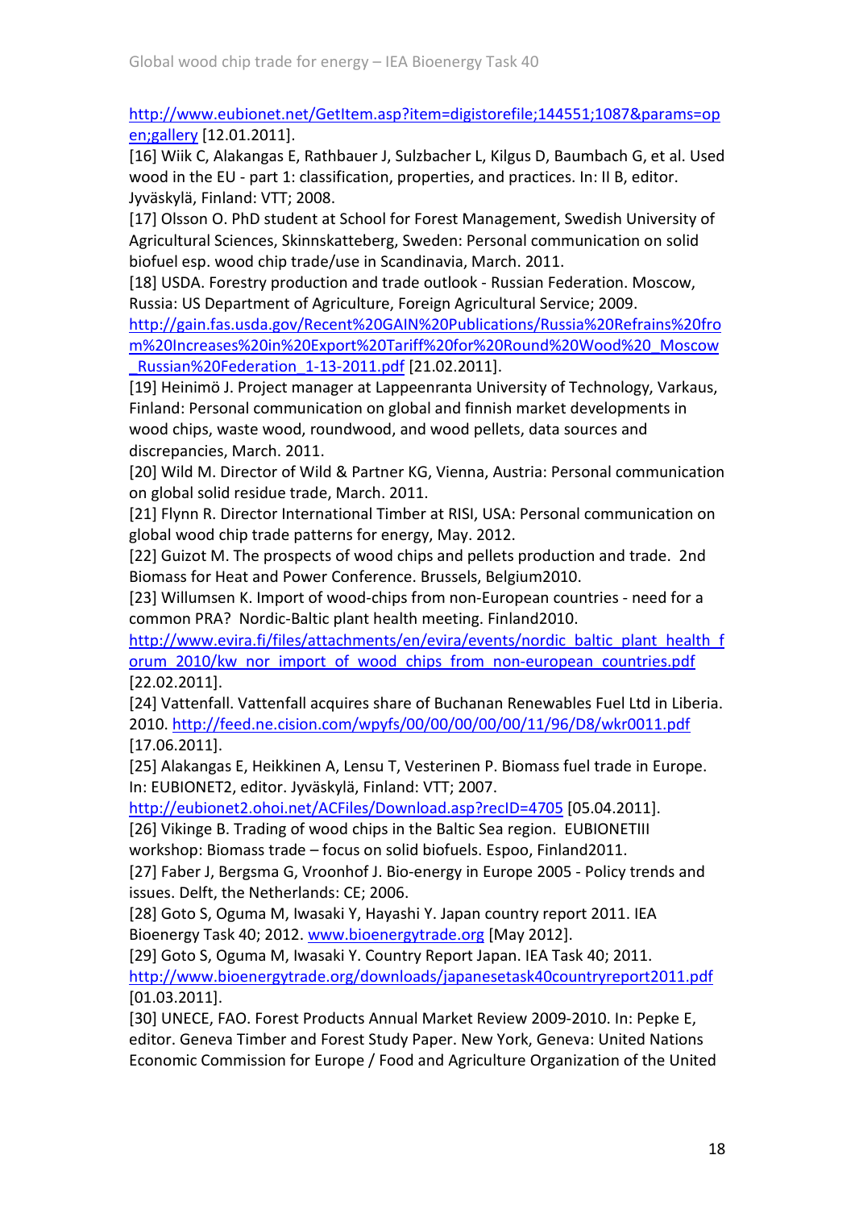http://www.eubionet.net/GetItem.asp?item=digistorefile;144551;1087&params=open;gallery [12.01.2011].

[16] Wiik C, Alakangas E, Rathbauer J, Sulzbacher L, Kilgus D, Baumbach G, et al. Used wood in the EU - part 1: classification, properties, and practices. In: II B, editor. Jyväskylä, Finland: VTT; 2008.

[17] Olsson O. PhD student at School for Forest Management, Swedish University of Agricultural Sciences, Skinnskatteberg, Sweden: Personal communication on solid biofuel esp. wood chip trade/use in Scandinavia, March. 2011.

[18] USDA. Forestry production and trade outlook - Russian Federation. Moscow, Russia: US Department of Agriculture, Foreign Agricultural Service; 2009. http://gain.fas.usda.gov/Recent%20GAIN%20Publications/Russia%20Refrains%20from%20Increases%20in%20Export%20Tariff%20for%20Round%20Wood%20_Moscow_Russian%20Federation_1-13-2011.pdf [21.02.2011].

[19] Heinimö J. Project manager at Lappeenranta University of Technology, Varkaus, Finland: Personal communication on global and finnish market developments in wood chips, waste wood, roundwood, and wood pellets, data sources and discrepancies, March. 2011.

[20] Wild M. Director of Wild & Partner KG, Vienna, Austria: Personal communication on global solid residue trade, March. 2011.

[21] Flynn R. Director International Timber at RISI, USA: Personal communication on global wood chip trade patterns for energy, May. 2012.

[22] Guizot M. The prospects of wood chips and pellets production and trade. 2nd Biomass for Heat and Power Conference. Brussels, Belgium2010.

[23] Willumsen K. Import of wood-chips from non-European countries - need for a common PRA? Nordic-Baltic plant health meeting. Finland2010. http://www.evira.fi/files/attachments/en/evira/events/nordic_baltic_plant_health_forum_2010/kw_nor_import_of_wood_chips_from_non-european_countries.pdf [22.02.2011].

[24] Vattenfall. Vattenfall acquires share of Buchanan Renewables Fuel Ltd in Liberia. 2010. http://feed.ne.cision.com/wpyfs/00/00/00/00/00/11/96/D8/wkr0011.pdf [17.06.2011].

[25] Alakangas E, Heikkinen A, Lensu T, Vesterinen P. Biomass fuel trade in Europe. In: EUBIONET2, editor. Jyväskylä, Finland: VTT; 2007. http://eubionet2.ohoi.net/ACFiles/Download.asp?recID=4705 [05.04.2011].

[26] Vikinge B. Trading of wood chips in the Baltic Sea region. EUBIONETIII workshop: Biomass trade – focus on solid biofuels. Espoo, Finland2011.

[27] Faber J, Bergsma G, Vroonhof J. Bio-energy in Europe 2005 - Policy trends and issues. Delft, the Netherlands: CE; 2006.

[28] Goto S, Oguma M, Iwasaki Y, Hayashi Y. Japan country report 2011. IEA Bioenergy Task 40; 2012. www.bioenergytrade.org [May 2012].

[29] Goto S, Oguma M, Iwasaki Y. Country Report Japan. IEA Task 40; 2011. http://www.bioenergytrade.org/downloads/japanesetask40countryreport2011.pdf [01.03.2011].

[30] UNECE, FAO. Forest Products Annual Market Review 2009-2010. In: Pepke E, editor. Geneva Timber and Forest Study Paper. New York, Geneva: United Nations Economic Commission for Europe / Food and Agriculture Organization of the United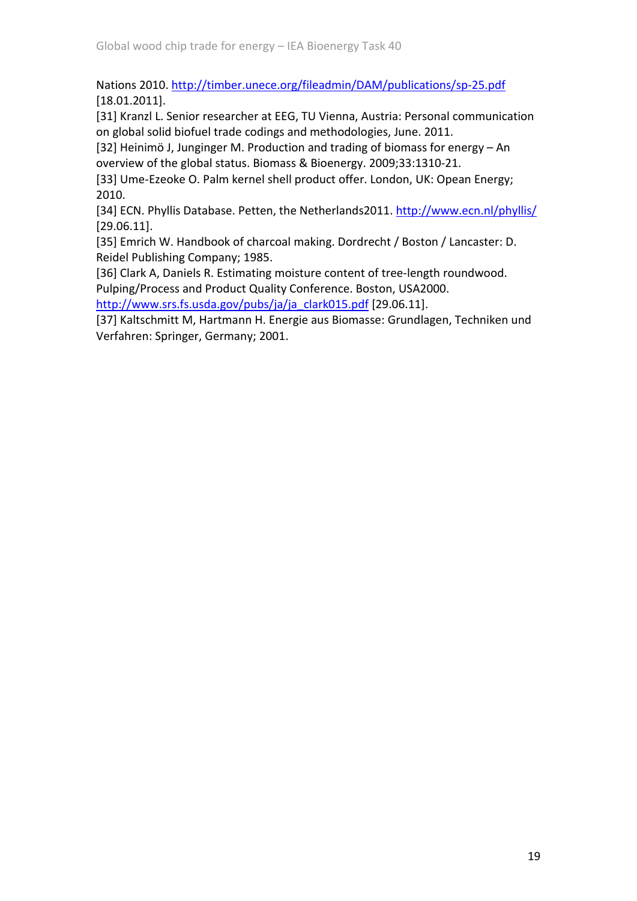Nations 2010. http://timber.unece.org/fileadmin/DAM/publications/sp-25.pdf [18.01.2011].

[31] Kranzl L. Senior researcher at EEG, TU Vienna, Austria: Personal communication on global solid biofuel trade codings and methodologies, June. 2011.

[32] Heinimö J, Junginger M. Production and trading of biomass for energy – An overview of the global status. Biomass & Bioenergy. 2009;33:1310-21.

[33] Ume-Ezeoke O. Palm kernel shell product offer. London, UK: Opean Energy; 2010.

[34] ECN. Phyllis Database. Petten, the Netherlands2011. http://www.ecn.nl/phyllis/ [29.06.11].

[35] Emrich W. Handbook of charcoal making. Dordrecht / Boston / Lancaster: D. Reidel Publishing Company; 1985.

[36] Clark A, Daniels R. Estimating moisture content of tree-length roundwood. Pulping/Process and Product Quality Conference. Boston, USA2000. http://www.srs.fs.usda.gov/pubs/ja/ja_clark015.pdf [29.06.11].

[37] Kaltschmitt M, Hartmann H. Energie aus Biomasse: Grundlagen, Techniken und Verfahren: Springer, Germany; 2001.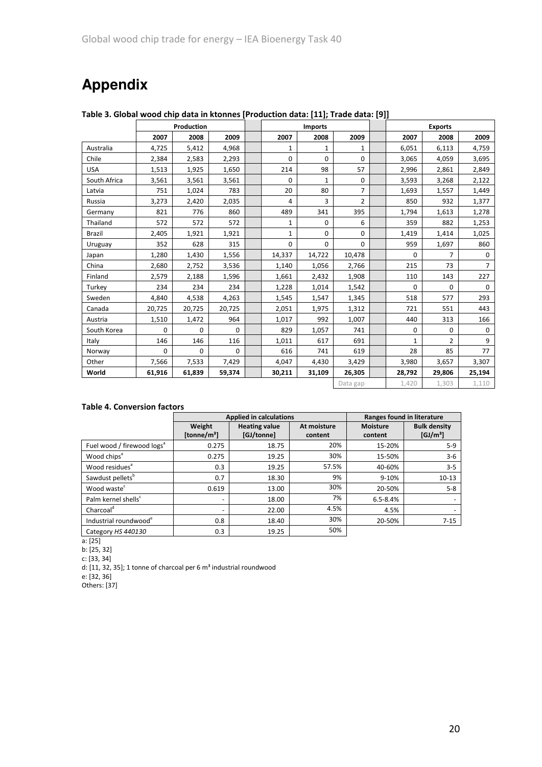# Appendix

**Table 3. Global wood chip data in ktonnes [Production data: [11]; Trade data: [9]]**

| | Production | | | | Imports | | | | Exports | | |
|---|---|---|---|---|---|---|---|---|---|---|---|
| | 2007 | 2008 | 2009 | | 2007 | 2008 | 2009 | | 2007 | 2008 | 2009 |
| Australia | 4,725 | 5,412 | 4,968 | | 1 | 1 | 1 | | 6,051 | 6,113 | 4,759 |
| Chile | 2,384 | 2,583 | 2,293 | | 0 | 0 | 0 | | 3,065 | 4,059 | 3,695 |
| USA | 1,513 | 1,925 | 1,650 | | 214 | 98 | 57 | | 2,996 | 2,861 | 2,849 |
| South Africa | 3,561 | 3,561 | 3,561 | | 0 | 1 | 0 | | 3,593 | 3,268 | 2,122 |
| Latvia | 751 | 1,024 | 783 | | 20 | 80 | 7 | | 1,693 | 1,557 | 1,449 |
| Russia | 3,273 | 2,420 | 2,035 | | 4 | 3 | 2 | | 850 | 932 | 1,377 |
| Germany | 821 | 776 | 860 | | 489 | 341 | 395 | | 1,794 | 1,613 | 1,278 |
| Thailand | 572 | 572 | 572 | | 1 | 0 | 6 | | 359 | 882 | 1,253 |
| Brazil | 2,405 | 1,921 | 1,921 | | 1 | 0 | 0 | | 1,419 | 1,414 | 1,025 |
| Uruguay | 352 | 628 | 315 | | 0 | 0 | 0 | | 959 | 1,697 | 860 |
| Japan | 1,280 | 1,430 | 1,556 | | 14,337 | 14,722 | 10,478 | | 0 | 7 | 0 |
| China | 2,680 | 2,752 | 3,536 | | 1,140 | 1,056 | 2,766 | | 215 | 73 | 7 |
| Finland | 2,579 | 2,188 | 1,596 | | 1,661 | 2,432 | 1,908 | | 110 | 143 | 227 |
| Turkey | 234 | 234 | 234 | | 1,228 | 1,014 | 1,542 | | 0 | 0 | 0 |
| Sweden | 4,840 | 4,538 | 4,263 | | 1,545 | 1,547 | 1,345 | | 518 | 577 | 293 |
| Canada | 20,725 | 20,725 | 20,725 | | 2,051 | 1,975 | 1,312 | | 721 | 551 | 443 |
| Austria | 1,510 | 1,472 | 964 | | 1,017 | 992 | 1,007 | | 440 | 313 | 166 |
| South Korea | 0 | 0 | 0 | | 829 | 1,057 | 741 | | 0 | 0 | 0 |
| Italy | 146 | 146 | 116 | | 1,011 | 617 | 691 | | 1 | 2 | 9 |
| Norway | 0 | 0 | 0 | | 616 | 741 | 619 | | 28 | 85 | 77 |
| Other | 7,566 | 7,533 | 7,429 | | 4,047 | 4,430 | 3,429 | | 3,980 | 3,657 | 3,307 |
| **World** | **61,916** | **61,839** | **59,374** | | **30,211** | **31,109** | **26,305** | | **28,792** | **29,806** | **25,194** |
| | | | | | | | Data gap | | 1,420 | 1,303 | 1,110 |

**Table 4. Conversion factors**

| | Applied in calculations | | | Ranges found in literature | |
|---|---|---|---|---|---|
| | Weight [tonne/m³] | Heating value [GJ/tonne] | At moisture content | Moisture content | Bulk density [GJ/m³] |
| Fuel wood / firewood logs[a] | 0.275 | 18.75 | 20% | 15-20% | 5-9 |
| Wood chips[a] | 0.275 | 19.25 | 30% | 15-50% | 3-6 |
| Wood residues[a] | 0.3 | 19.25 | 57.5% | 40-60% | 3-5 |
| Sawdust pellets[b] | 0.7 | 18.30 | 9% | 9-10% | 10-13 |
| Wood waste[c] | 0.619 | 13.00 | 30% | 20-50% | 5-8 |
| Palm kernel shells[c] | - | 18.00 | 7% | 6.5-8.4% | - |
| Charcoal[d] | - | 22.00 | 4.5% | 4.5% | - |
| Industrial roundwood[e] | 0.8 | 18.40 | 30% | 20-50% | 7-15 |
| Category *HS 440130* | 0.3 | 19.25 | 50% | | |

a: [25]
b: [25, 32]
c: [33, 34]
d: [11, 32, 35]; 1 tonne of charcoal per 6 m³ industrial roundwood
e: [32, 36]
Others: [37]